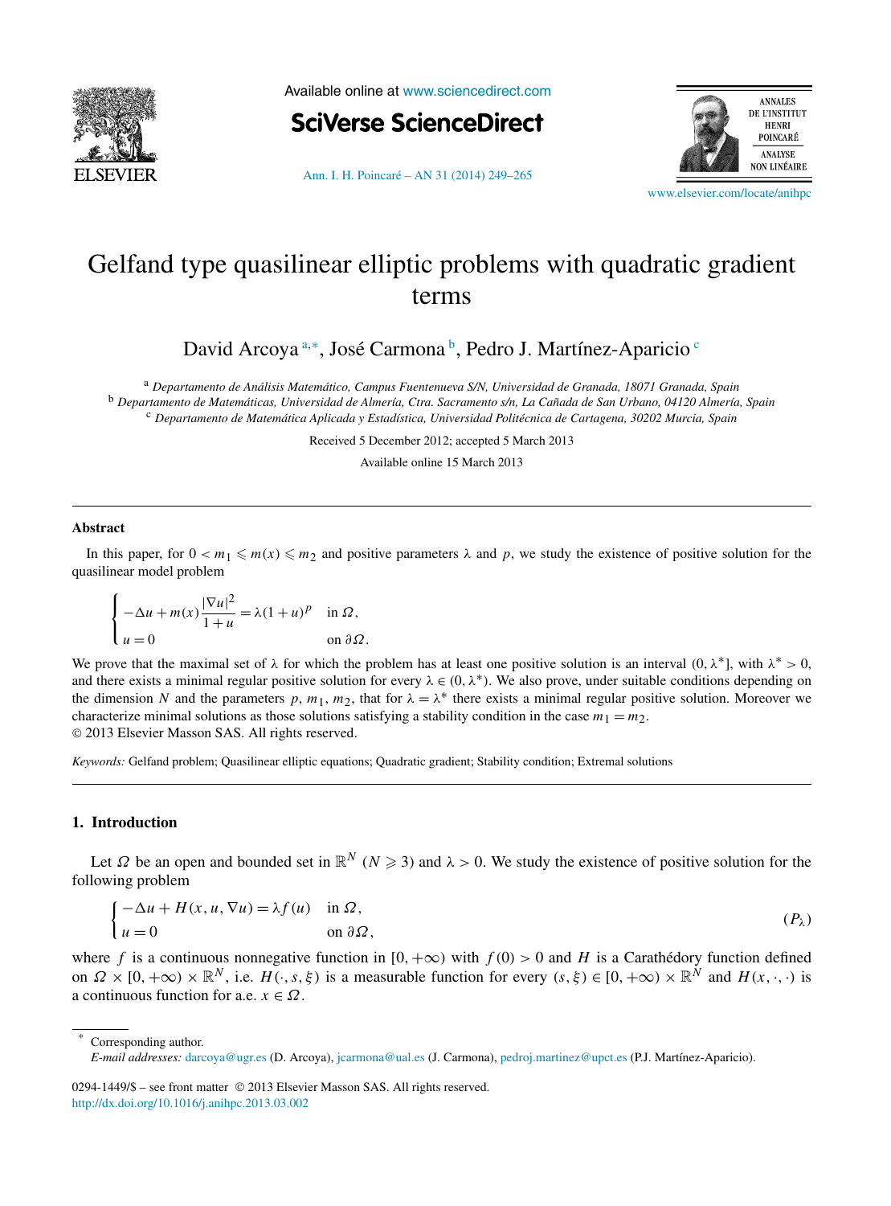# Gelfand type quasilinear elliptic problems with quadratic gradient terms

David Arcoya [a,*], José Carmona [b], Pedro J. Martínez-Aparicio [c]

[a] *Departamento de Análisis Matemático, Campus Fuentenueva S/N, Universidad de Granada, 18071 Granada, Spain*
[b] *Departamento de Matemáticas, Universidad de Almería, Ctra. Sacramento s/n, La Cañada de San Urbano, 04120 Almería, Spain*
[c] *Departamento de Matemática Aplicada y Estadística, Universidad Politécnica de Cartagena, 30202 Murcia, Spain*

Received 5 December 2012; accepted 5 March 2013

Available online 15 March 2013

## Abstract

In this paper, for $0 < m_1 \leqslant m(x) \leqslant m_2$ and positive parameters $\lambda$ and $p$, we study the existence of positive solution for the quasilinear model problem

$$
\begin{cases}
-\Delta u + m(x)\dfrac{|\nabla u|^2}{1+u} = \lambda(1+u)^p & \text{in } \Omega,\\
u = 0 & \text{on } \partial\Omega.
\end{cases}
$$

We prove that the maximal set of $\lambda$ for which the problem has at least one positive solution is an interval $(0, \lambda^*]$, with $\lambda^* > 0$, and there exists a minimal regular positive solution for every $\lambda \in (0, \lambda^*)$. We also prove, under suitable conditions depending on the dimension $N$ and the parameters $p$, $m_1$, $m_2$, that for $\lambda = \lambda^*$ there exists a minimal regular positive solution. Moreover we characterize minimal solutions as those solutions satisfying a stability condition in the case $m_1 = m_2$.
© 2013 Elsevier Masson SAS. All rights reserved.

*Keywords:* Gelfand problem; Quasilinear elliptic equations; Quadratic gradient; Stability condition; Extremal solutions

## 1. Introduction

Let $\Omega$ be an open and bounded set in $\mathbb{R}^N$ ($N \geqslant 3$) and $\lambda > 0$. We study the existence of positive solution for the following problem

$$
\begin{cases}
-\Delta u + H(x,u,\nabla u) = \lambda f(u) & \text{in } \Omega,\\
u = 0 & \text{on } \partial\Omega,
\end{cases}
\tag{$P_\lambda$}
$$

where $f$ is a continuous nonnegative function in $[0,+\infty)$ with $f(0) > 0$ and $H$ is a Carathédory function defined on $\Omega \times [0,+\infty) \times \mathbb{R}^N$, i.e. $H(\cdot,s,\xi)$ is a measurable function for every $(s,\xi) \in [0,+\infty) \times \mathbb{R}^N$ and $H(x,\cdot,\cdot)$ is a continuous function for a.e. $x \in \Omega$.

* Corresponding author.
*E-mail addresses:* darcoya@ugr.es (D. Arcoya), jcarmona@ual.es (J. Carmona), pedroj.martinez@upct.es (P.J. Martínez-Aparicio).

0294-1449/$ – see front matter © 2013 Elsevier Masson SAS. All rights reserved.
http://dx.doi.org/10.1016/j.anihpc.2013.03.002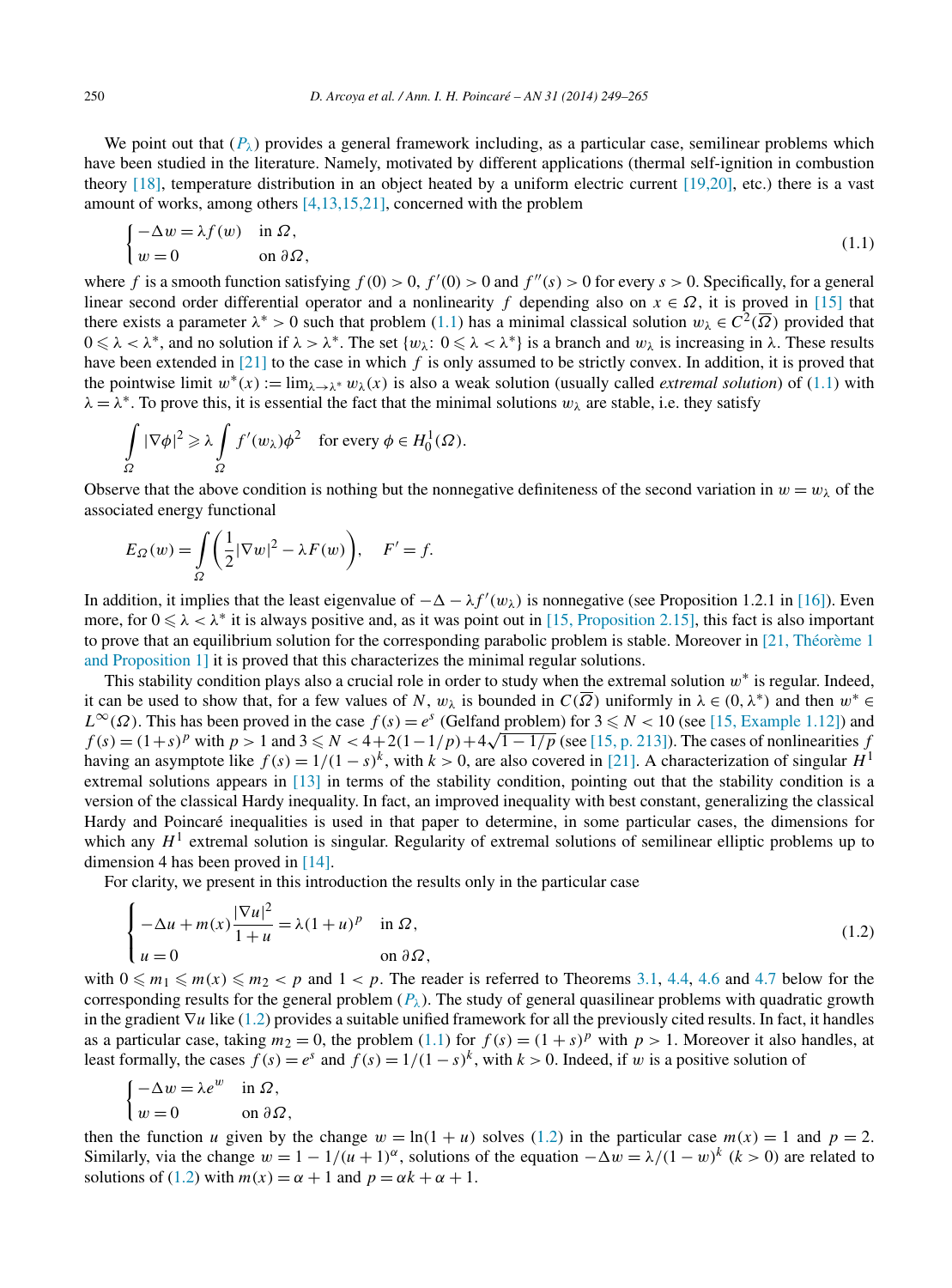We point out that ($P_\lambda$) provides a general framework including, as a particular case, semilinear problems which have been studied in the literature. Namely, motivated by different applications (thermal self-ignition in combustion theory [18], temperature distribution in an object heated by a uniform electric current [19,20], etc.) there is a vast amount of works, among others [4,13,15,21], concerned with the problem

$$\begin{cases} -\Delta w = \lambda f(w) & \text{in } \Omega, \\ w = 0 & \text{on } \partial\Omega, \end{cases} \tag{1.1}$$

where $f$ is a smooth function satisfying $f(0) > 0$, $f'(0) > 0$ and $f''(s) > 0$ for every $s > 0$. Specifically, for a general linear second order differential operator and a nonlinearity $f$ depending also on $x \in \Omega$, it is proved in [15] that there exists a parameter $\lambda^* > 0$ such that problem (1.1) has a minimal classical solution $w_\lambda \in C^2(\overline{\Omega})$ provided that $0 \leqslant \lambda < \lambda^*$, and no solution if $\lambda > \lambda^*$. The set $\{w_\lambda\colon\ 0 \leqslant \lambda < \lambda^*\}$ is a branch and $w_\lambda$ is increasing in $\lambda$. These results have been extended in [21] to the case in which $f$ is only assumed to be strictly convex. In addition, it is proved that the pointwise limit $w^*(x) := \lim_{\lambda \to \lambda^*} w_\lambda(x)$ is also a weak solution (usually called *extremal solution*) of (1.1) with $\lambda = \lambda^*$. To prove this, it is essential the fact that the minimal solutions $w_\lambda$ are stable, i.e. they satisfy

$$\int_\Omega |\nabla \phi|^2 \geqslant \lambda \int_\Omega f'(w_\lambda)\phi^2 \quad \text{for every } \phi \in H_0^1(\Omega).$$

Observe that the above condition is nothing but the nonnegative definiteness of the second variation in $w = w_\lambda$ of the associated energy functional

$$E_\Omega(w) = \int_\Omega \left( \frac{1}{2}|\nabla w|^2 - \lambda F(w) \right), \quad F' = f.$$

In addition, it implies that the least eigenvalue of $-\Delta - \lambda f'(w_\lambda)$ is nonnegative (see Proposition 1.2.1 in [16]). Even more, for $0 \leqslant \lambda < \lambda^*$ it is always positive and, as it was point out in [15, Proposition 2.15], this fact is also important to prove that an equilibrium solution for the corresponding parabolic problem is stable. Moreover in [21, Théorème 1 and Proposition 1] it is proved that this characterizes the minimal regular solutions.

This stability condition plays also a crucial role in order to study when the extremal solution $w^*$ is regular. Indeed, it can be used to show that, for a few values of $N$, $w_\lambda$ is bounded in $C(\overline{\Omega})$ uniformly in $\lambda \in (0, \lambda^*)$ and then $w^* \in L^\infty(\Omega)$. This has been proved in the case $f(s) = e^s$ (Gelfand problem) for $3 \leqslant N < 10$ (see [15, Example 1.12]) and $f(s) = (1+s)^p$ with $p > 1$ and $3 \leqslant N < 4 + 2(1 - 1/p) + 4\sqrt{1 - 1/p}$ (see [15, p. 213]). The cases of nonlinearities $f$ having an asymptote like $f(s) = 1/(1-s)^k$, with $k > 0$, are also covered in [21]. A characterization of singular $H^1$ extremal solutions appears in [13] in terms of the stability condition, pointing out that the stability condition is a version of the classical Hardy inequality. In fact, an improved inequality with best constant, generalizing the classical Hardy and Poincaré inequalities is used in that paper to determine, in some particular cases, the dimensions for which any $H^1$ extremal solution is singular. Regularity of extremal solutions of semilinear elliptic problems up to dimension 4 has been proved in [14].

For clarity, we present in this introduction the results only in the particular case

$$\begin{cases} -\Delta u + m(x)\dfrac{|\nabla u|^2}{1+u} = \lambda (1+u)^p & \text{in } \Omega, \\ u = 0 & \text{on } \partial\Omega, \end{cases} \tag{1.2}$$

with $0 \leqslant m_1 \leqslant m(x) \leqslant m_2 < p$ and $1 < p$. The reader is referred to Theorems 3.1, 4.4, 4.6 and 4.7 below for the corresponding results for the general problem ($P_\lambda$). The study of general quasilinear problems with quadratic growth in the gradient $\nabla u$ like (1.2) provides a suitable unified framework for all the previously cited results. In fact, it handles as a particular case, taking $m_2 = 0$, the problem (1.1) for $f(s) = (1+s)^p$ with $p > 1$. Moreover it also handles, at least formally, the cases $f(s) = e^s$ and $f(s) = 1/(1-s)^k$, with $k > 0$. Indeed, if $w$ is a positive solution of

$$\begin{cases} -\Delta w = \lambda e^w & \text{in } \Omega, \\ w = 0 & \text{on } \partial\Omega, \end{cases}$$

then the function $u$ given by the change $w = \ln(1+u)$ solves (1.2) in the particular case $m(x) = 1$ and $p = 2$. Similarly, via the change $w = 1 - 1/(u+1)^\alpha$, solutions of the equation $-\Delta w = \lambda/(1-w)^k$ ($k > 0$) are related to solutions of (1.2) with $m(x) = \alpha + 1$ and $p = \alpha k + \alpha + 1$.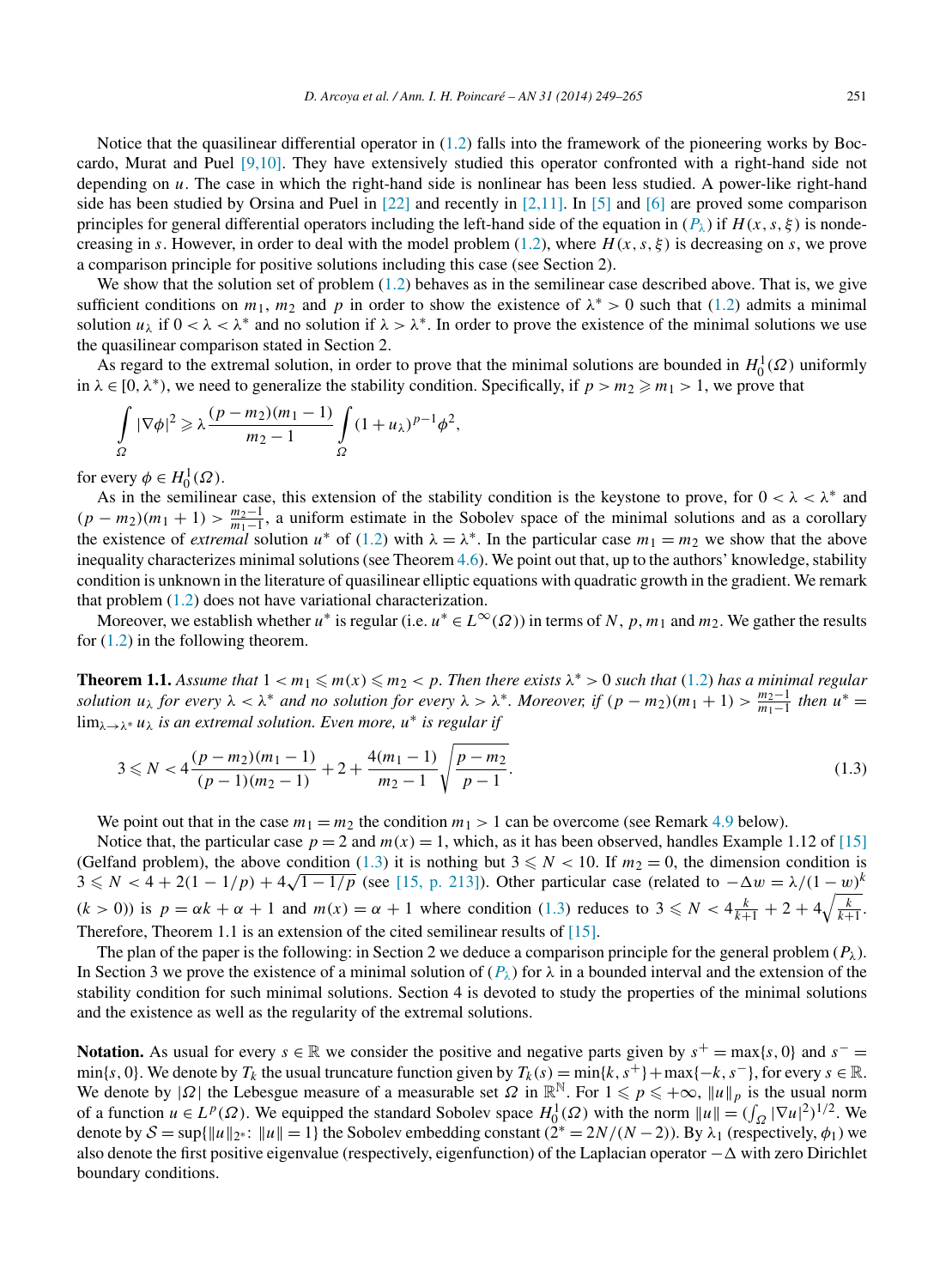Notice that the quasilinear differential operator in (1.2) falls into the framework of the pioneering works by Boccardo, Murat and Puel [9,10]. They have extensively studied this operator confronted with a right-hand side not depending on $u$. The case in which the right-hand side is nonlinear has been less studied. A power-like right-hand side has been studied by Orsina and Puel in [22] and recently in [2,11]. In [5] and [6] are proved some comparison principles for general differential operators including the left-hand side of the equation in ($P_\lambda$) if $H(x,s,\xi)$ is nondecreasing in $s$. However, in order to deal with the model problem (1.2), where $H(x,s,\xi)$ is decreasing on $s$, we prove a comparison principle for positive solutions including this case (see Section 2).

We show that the solution set of problem (1.2) behaves as in the semilinear case described above. That is, we give sufficient conditions on $m_1$, $m_2$ and $p$ in order to show the existence of $\lambda^* > 0$ such that (1.2) admits a minimal solution $u_\lambda$ if $0 < \lambda < \lambda^*$ and no solution if $\lambda > \lambda^*$. In order to prove the existence of the minimal solutions we use the quasilinear comparison stated in Section 2.

As regard to the extremal solution, in order to prove that the minimal solutions are bounded in $H_0^1(\Omega)$ uniformly in $\lambda \in [0, \lambda^*)$, we need to generalize the stability condition. Specifically, if $p > m_2 \geqslant m_1 > 1$, we prove that

$$\int_\Omega |\nabla \phi|^2 \geqslant \lambda \frac{(p-m_2)(m_1-1)}{m_2-1} \int_\Omega (1+u_\lambda)^{p-1}\phi^2,$$

for every $\phi \in H_0^1(\Omega)$.

As in the semilinear case, this extension of the stability condition is the keystone to prove, for $0 < \lambda < \lambda^*$ and $(p-m_2)(m_1+1) > \frac{m_2-1}{m_1-1}$, a uniform estimate in the Sobolev space of the minimal solutions and as a corollary the existence of *extremal* solution $u^*$ of (1.2) with $\lambda = \lambda^*$. In the particular case $m_1 = m_2$ we show that the above inequality characterizes minimal solutions (see Theorem 4.6). We point out that, up to the authors' knowledge, stability condition is unknown in the literature of quasilinear elliptic equations with quadratic growth in the gradient. We remark that problem (1.2) does not have variational characterization.

Moreover, we establish whether $u^*$ is regular (i.e. $u^* \in L^\infty(\Omega)$) in terms of $N$, $p$, $m_1$ and $m_2$. We gather the results for (1.2) in the following theorem.

**Theorem 1.1.** *Assume that $1 < m_1 \leqslant m(x) \leqslant m_2 < p$. Then there exists $\lambda^* > 0$ such that (1.2) has a minimal regular solution $u_\lambda$ for every $\lambda < \lambda^*$ and no solution for every $\lambda > \lambda^*$. Moreover, if $(p-m_2)(m_1+1) > \frac{m_2-1}{m_1-1}$ then $u^* = \lim_{\lambda \to \lambda^*} u_\lambda$ is an extremal solution. Even more, $u^*$ is regular if*

$$3 \leqslant N < 4\frac{(p-m_2)(m_1-1)}{(p-1)(m_2-1)} + 2 + \frac{4(m_1-1)}{m_2-1}\sqrt{\frac{p-m_2}{p-1}}. \tag{1.3}$$

We point out that in the case $m_1 = m_2$ the condition $m_1 > 1$ can be overcome (see Remark 4.9 below).

Notice that, the particular case $p = 2$ and $m(x) = 1$, which, as it has been observed, handles Example 1.12 of [15] (Gelfand problem), the above condition (1.3) it is nothing but $3 \leqslant N < 10$. If $m_2 = 0$, the dimension condition is $3 \leqslant N < 4 + 2(1 - 1/p) + 4\sqrt{1 - 1/p}$ (see [15, p. 213]). Other particular case (related to $-\Delta w = \lambda/(1-w)^k$ ($k > 0$)) is $p = \alpha k + \alpha + 1$ and $m(x) = \alpha + 1$ where condition (1.3) reduces to $3 \leqslant N < 4\frac{k}{k+1} + 2 + 4\sqrt{\frac{k}{k+1}}$. Therefore, Theorem 1.1 is an extension of the cited semilinear results of [15].

The plan of the paper is the following: in Section 2 we deduce a comparison principle for the general problem ($P_\lambda$). In Section 3 we prove the existence of a minimal solution of ($P_\lambda$) for $\lambda$ in a bounded interval and the extension of the stability condition for such minimal solutions. Section 4 is devoted to study the properties of the minimal solutions and the existence as well as the regularity of the extremal solutions.

**Notation.** As usual for every $s \in \mathbb{R}$ we consider the positive and negative parts given by $s^+ = \max\{s, 0\}$ and $s^- = \min\{s, 0\}$. We denote by $T_k$ the usual truncature function given by $T_k(s) = \min\{k, s^+\} + \max\{-k, s^-\}$, for every $s \in \mathbb{R}$. We denote by $|\Omega|$ the Lebesgue measure of a measurable set $\Omega$ in $\mathbb{R}^N$. For $1 \leqslant p \leqslant +\infty$, $\|u\|_p$ is the usual norm of a function $u \in L^p(\Omega)$. We equipped the standard Sobolev space $H_0^1(\Omega)$ with the norm $\|u\| = (\int_\Omega |\nabla u|^2)^{1/2}$. We denote by $\mathcal{S} = \sup\{\|u\|_{2^*}\colon \|u\| = 1\}$ the Sobolev embedding constant ($2^* = 2N/(N-2)$). By $\lambda_1$ (respectively, $\phi_1$) we also denote the first positive eigenvalue (respectively, eigenfunction) of the Laplacian operator $-\Delta$ with zero Dirichlet boundary conditions.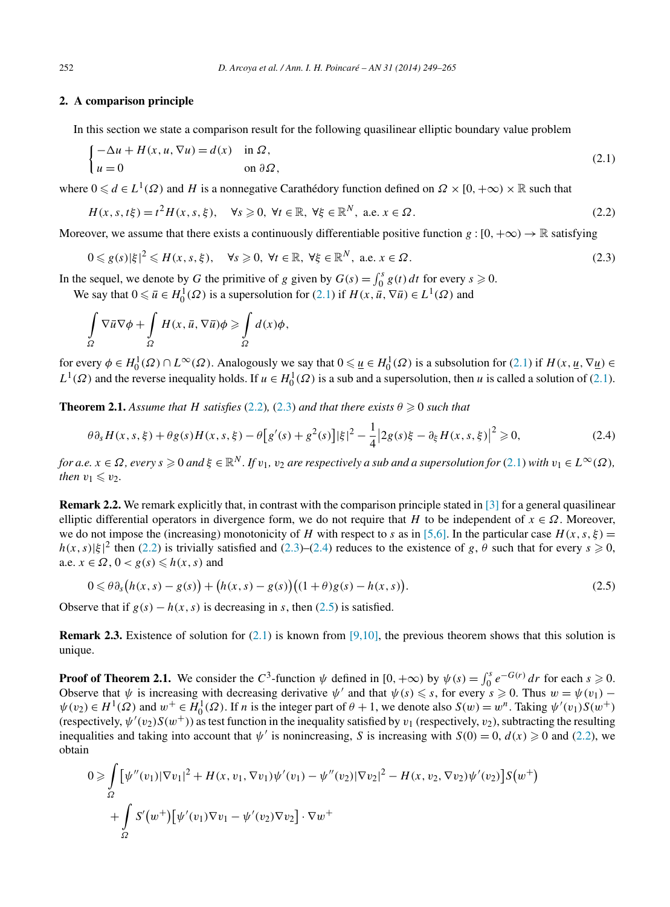## 2. A comparison principle

In this section we state a comparison result for the following quasilinear elliptic boundary value problem

$$\begin{cases} -\Delta u + H(x,u,\nabla u) = d(x) & \text{in } \Omega, \\ u = 0 & \text{on } \partial\Omega, \end{cases} \tag{2.1}$$

where $0 \leqslant d \in L^1(\Omega)$ and $H$ is a nonnegative Carathédory function defined on $\Omega \times [0,+\infty) \times \mathbb{R}$ such that

$$H(x,s,t\xi) = t^2 H(x,s,\xi), \quad \forall s \geqslant 0,\ \forall t \in \mathbb{R},\ \forall \xi \in \mathbb{R}^N,\ \text{a.e. } x \in \Omega. \tag{2.2}$$

Moreover, we assume that there exists a continuously differentiable positive function $g : [0,+\infty) \to \mathbb{R}$ satisfying

$$0 \leqslant g(s)|\xi|^2 \leqslant H(x,s,\xi), \quad \forall s \geqslant 0,\ \forall t \in \mathbb{R},\ \forall \xi \in \mathbb{R}^N,\ \text{a.e. } x \in \Omega. \tag{2.3}$$

In the sequel, we denote by $G$ the primitive of $g$ given by $G(s) = \int_0^s g(t)\,dt$ for every $s \geqslant 0$.

We say that $0 \leqslant \bar u \in H_0^1(\Omega)$ is a supersolution for (2.1) if $H(x,\bar u,\nabla \bar u) \in L^1(\Omega)$ and

$$\int_\Omega \nabla \bar u \nabla \phi + \int_\Omega H(x,\bar u,\nabla \bar u)\phi \geqslant \int_\Omega d(x)\phi,$$

for every $\phi \in H_0^1(\Omega) \cap L^\infty(\Omega)$. Analogously we say that $0 \leqslant \underline{u} \in H_0^1(\Omega)$ is a subsolution for (2.1) if $H(x,\underline{u},\nabla \underline{u}) \in L^1(\Omega)$ and the reverse inequality holds. If $u \in H_0^1(\Omega)$ is a sub and a supersolution, then $u$ is called a solution of (2.1).

**Theorem 2.1.** *Assume that $H$ satisfies (2.2), (2.3) and that there exists $\theta \geqslant 0$ such that*

$$\theta \partial_s H(x,s,\xi) + \theta g(s) H(x,s,\xi) - \theta\big[g'(s) + g^2(s)\big]|\xi|^2 - \frac{1}{4}\big|2g(s)\xi - \partial_\xi H(x,s,\xi)\big|^2 \geqslant 0, \tag{2.4}$$

*for a.e. $x \in \Omega$, every $s \geqslant 0$ and $\xi \in \mathbb{R}^N$. If $v_1$, $v_2$ are respectively a sub and a supersolution for (2.1) with $v_1 \in L^\infty(\Omega)$, then $v_1 \leqslant v_2$.*

**Remark 2.2.** We remark explicitly that, in contrast with the comparison principle stated in [3] for a general quasilinear elliptic differential operators in divergence form, we do not require that $H$ to be independent of $x \in \Omega$. Moreover, we do not impose the (increasing) monotonicity of $H$ with respect to $s$ as in [5,6]. In the particular case $H(x,s,\xi) = h(x,s)|\xi|^2$ then (2.2) is trivially satisfied and (2.3)–(2.4) reduces to the existence of $g$, $\theta$ such that for every $s \geqslant 0$, a.e. $x \in \Omega$, $0 < g(s) \leqslant h(x,s)$ and

$$0 \leqslant \theta \partial_s\big(h(x,s) - g(s)\big) + \big(h(x,s) - g(s)\big)\big((1+\theta)g(s) - h(x,s)\big). \tag{2.5}$$

Observe that if $g(s) - h(x,s)$ is decreasing in $s$, then (2.5) is satisfied.

**Remark 2.3.** Existence of solution for (2.1) is known from [9,10], the previous theorem shows that this solution is unique.

**Proof of Theorem 2.1.** We consider the $C^3$-function $\psi$ defined in $[0,+\infty)$ by $\psi(s) = \int_0^s e^{-G(r)}\,dr$ for each $s \geqslant 0$. Observe that $\psi$ is increasing with decreasing derivative $\psi'$ and that $\psi(s) \leqslant s$, for every $s \geqslant 0$. Thus $w = \psi(v_1) - \psi(v_2) \in H^1(\Omega)$ and $w^+ \in H_0^1(\Omega)$. If $n$ is the integer part of $\theta + 1$, we denote also $S(w) = w^n$. Taking $\psi'(v_1)S(w^+)$ (respectively, $\psi'(v_2)S(w^+)$) as test function in the inequality satisfied by $v_1$ (respectively, $v_2$), subtracting the resulting inequalities and taking into account that $\psi'$ is nonincreasing, $S$ is increasing with $S(0) = 0$, $d(x) \geqslant 0$ and (2.2), we obtain

$$\begin{aligned} 0 \geqslant &\int_\Omega \big[\psi''(v_1)|\nabla v_1|^2 + H(x,v_1,\nabla v_1)\psi'(v_1) - \psi''(v_2)|\nabla v_2|^2 - H(x,v_2,\nabla v_2)\psi'(v_2)\big] S\big(w^+\big) \\ &+ \int_\Omega S'\big(w^+\big)\big[\psi'(v_1)\nabla v_1 - \psi'(v_2)\nabla v_2\big] \cdot \nabla w^+ \end{aligned}$$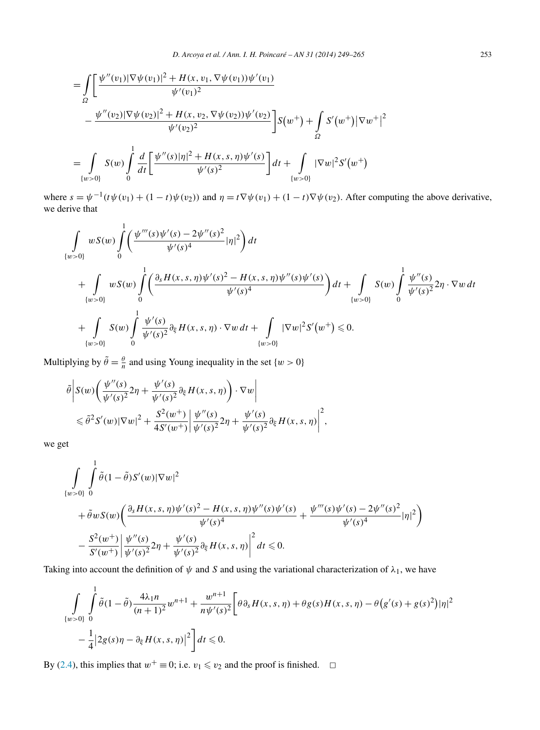$$
= \int_\Omega \bigg[ \frac{\psi''(v_1)|\nabla \psi(v_1)|^2 + H(x, v_1, \nabla\psi(v_1))\psi'(v_1)}{\psi'(v_1)^2}
$$

$$
- \frac{\psi''(v_2)|\nabla \psi(v_2)|^2 + H(x, v_2, \nabla\psi(v_2))\psi'(v_2)}{\psi'(v_2)^2} \bigg] S\big(w^+\big) + \int_\Omega S'\big(w^+\big)\big|\nabla w^+\big|^2
$$

$$
= \int_{\{w>0\}} S(w) \int_0^1 \frac{d}{dt}\bigg[ \frac{\psi''(s)|\eta|^2 + H(x, s, \eta)\psi'(s)}{\psi'(s)^2} \bigg] dt + \int_{\{w>0\}} |\nabla w|^2 S'\big(w^+\big)
$$

where $s = \psi^{-1}(t\psi(v_1) + (1-t)\psi(v_2))$ and $\eta = t\nabla\psi(v_1) + (1-t)\nabla\psi(v_2)$. After computing the above derivative, we derive that

$$
\int_{\{w>0\}} w S(w) \int_0^1 \bigg( \frac{\psi'''(s)\psi'(s) - 2\psi''(s)^2}{\psi'(s)^4} |\eta|^2 \bigg) dt
$$

$$
+ \int_{\{w>0\}} w S(w) \int_0^1 \bigg( \frac{\partial_s H(x, s, \eta)\psi'(s)^2 - H(x, s, \eta)\psi''(s)\psi'(s)}{\psi'(s)^4} \bigg) dt + \int_{\{w>0\}} S(w) \int_0^1 \frac{\psi''(s)}{\psi'(s)^2} 2\eta \cdot \nabla w \, dt
$$

$$
+ \int_{\{w>0\}} S(w) \int_0^1 \frac{\psi'(s)}{\psi'(s)^2} \partial_\xi H(x, s, \eta) \cdot \nabla w \, dt + \int_{\{w>0\}} |\nabla w|^2 S'\big(w^+\big) \leqslant 0.
$$

Multiplying by $\tilde\theta = \frac{\theta}{n}$ and using Young inequality in the set $\{w > 0\}$

$$
\tilde\theta \bigg| S(w) \bigg( \frac{\psi''(s)}{\psi'(s)^2} 2\eta + \frac{\psi'(s)}{\psi'(s)^2} \partial_\xi H(x, s, \eta) \bigg) \cdot \nabla w \bigg|
$$

$$
\leqslant \tilde\theta^2 S'(w)|\nabla w|^2 + \frac{S^2(w^+)}{4S'(w^+)} \bigg| \frac{\psi''(s)}{\psi'(s)^2} 2\eta + \frac{\psi'(s)}{\psi'(s)^2} \partial_\xi H(x, s, \eta) \bigg|^2,
$$

we get

$$
\int_{\{w>0\}} \int_0^1 \tilde\theta(1-\tilde\theta) S'(w)|\nabla w|^2
$$

$$
+ \tilde\theta w S(w) \bigg( \frac{\partial_s H(x, s, \eta)\psi'(s)^2 - H(x, s, \eta)\psi''(s)\psi'(s)}{\psi'(s)^4} + \frac{\psi'''(s)\psi'(s) - 2\psi''(s)^2}{\psi'(s)^4} |\eta|^2 \bigg)
$$

$$
- \frac{S^2(w^+)}{S'(w^+)} \bigg| \frac{\psi''(s)}{\psi'(s)^2} 2\eta + \frac{\psi'(s)}{\psi'(s)^2} \partial_\xi H(x, s, \eta) \bigg|^2 dt \leqslant 0.
$$

Taking into account the definition of $\psi$ and $S$ and using the variational characterization of $\lambda_1$, we have

$$
\int_{\{w>0\}} \int_0^1 \tilde\theta(1-\tilde\theta) \frac{4\lambda_1 n}{(n+1)^2} w^{n+1} + \frac{w^{n+1}}{n\psi'(s)^2} \bigg[ \theta \partial_s H(x, s, \eta) + \theta g(s) H(x, s, \eta) - \theta \big(g'(s) + g(s)^2\big)|\eta|^2
$$

$$
- \frac{1}{4} \big| 2g(s)\eta - \partial_\xi H(x, s, \eta) \big|^2 \bigg] dt \leqslant 0.
$$

By (2.4), this implies that $w^+ \equiv 0$; i.e. $v_1 \leqslant v_2$ and the proof is finished. $\square$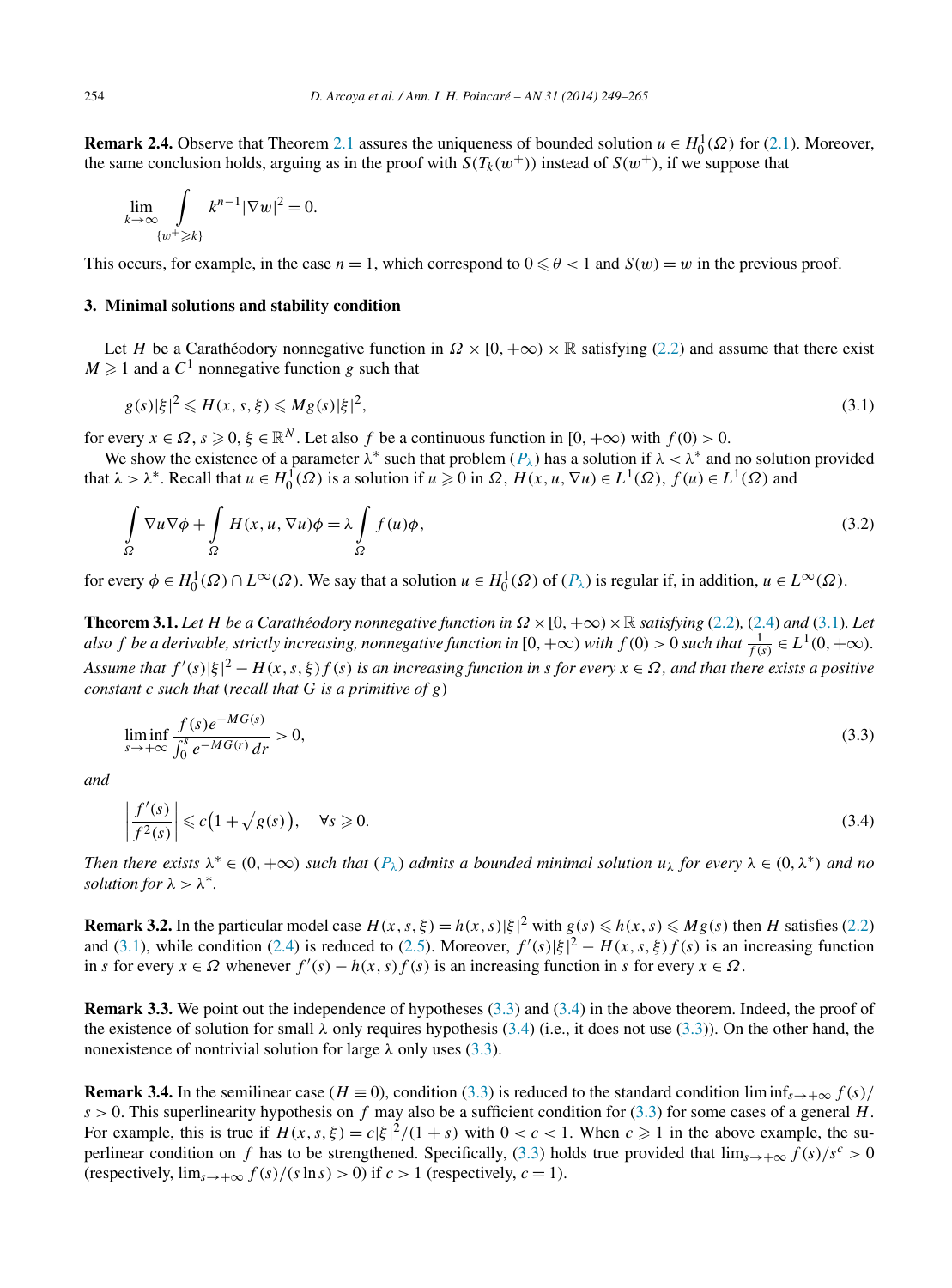**Remark 2.4.** Observe that Theorem 2.1 assures the uniqueness of bounded solution $u \in H_0^1(\Omega)$ for (2.1). Moreover, the same conclusion holds, arguing as in the proof with $S(T_k(w^+))$ instead of $S(w^+)$, if we suppose that

$$\lim_{k\to\infty} \int_{\{w^+\geqslant k\}} k^{n-1}|\nabla w|^2 = 0.$$

This occurs, for example, in the case $n = 1$, which correspond to $0 \leqslant \theta < 1$ and $S(w) = w$ in the previous proof.

### 3. Minimal solutions and stability condition

Let $H$ be a Carathéodory nonnegative function in $\Omega \times [0, +\infty) \times \mathbb{R}$ satisfying (2.2) and assume that there exist $M \geqslant 1$ and a $C^1$ nonnegative function $g$ such that

$$g(s)|\xi|^2 \leqslant H(x, s, \xi) \leqslant Mg(s)|\xi|^2, \tag{3.1}$$

for every $x \in \Omega$, $s \geqslant 0$, $\xi \in \mathbb{R}^N$. Let also $f$ be a continuous function in $[0, +\infty)$ with $f(0) > 0$.

We show the existence of a parameter $\lambda^*$ such that problem ($P_\lambda$) has a solution if $\lambda < \lambda^*$ and no solution provided that $\lambda > \lambda^*$. Recall that $u \in H_0^1(\Omega)$ is a solution if $u \geqslant 0$ in $\Omega$, $H(x, u, \nabla u) \in L^1(\Omega)$, $f(u) \in L^1(\Omega)$ and

$$\int_\Omega \nabla u \nabla \phi + \int_\Omega H(x, u, \nabla u)\phi = \lambda \int_\Omega f(u)\phi, \tag{3.2}$$

for every $\phi \in H_0^1(\Omega) \cap L^\infty(\Omega)$. We say that a solution $u \in H_0^1(\Omega)$ of ($P_\lambda$) is regular if, in addition, $u \in L^\infty(\Omega)$.

**Theorem 3.1.** *Let $H$ be a Carathéodory nonnegative function in $\Omega \times [0, +\infty) \times \mathbb{R}$ satisfying (2.2), (2.4) and (3.1). Let also $f$ be a derivable, strictly increasing, nonnegative function in $[0, +\infty)$ with $f(0) > 0$ such that $\frac{1}{f(s)} \in L^1(0, +\infty)$. Assume that $f'(s)|\xi|^2 - H(x, s, \xi)f(s)$ is an increasing function in $s$ for every $x \in \Omega$, and that there exists a positive constant $c$ such that (recall that $G$ is a primitive of $g$)*

$$\liminf_{s\to+\infty} \frac{f(s)e^{-MG(s)}}{\int_0^s e^{-MG(r)}\,dr} > 0, \tag{3.3}$$

*and*

$$\left|\frac{f'(s)}{f^2(s)}\right| \leqslant c\left(1 + \sqrt{g(s)}\right), \quad \forall s \geqslant 0. \tag{3.4}$$

*Then there exists $\lambda^* \in (0, +\infty)$ such that ($P_\lambda$) admits a bounded minimal solution $u_\lambda$ for every $\lambda \in (0, \lambda^*)$ and no solution for $\lambda > \lambda^*$.*

**Remark 3.2.** In the particular model case $H(x, s, \xi) = h(x, s)|\xi|^2$ with $g(s) \leqslant h(x, s) \leqslant Mg(s)$ then $H$ satisfies (2.2) and (3.1), while condition (2.4) is reduced to (2.5). Moreover, $f'(s)|\xi|^2 - H(x, s, \xi)f(s)$ is an increasing function in $s$ for every $x \in \Omega$ whenever $f'(s) - h(x, s)f(s)$ is an increasing function in $s$ for every $x \in \Omega$.

**Remark 3.3.** We point out the independence of hypotheses (3.3) and (3.4) in the above theorem. Indeed, the proof of the existence of solution for small $\lambda$ only requires hypothesis (3.4) (i.e., it does not use (3.3)). On the other hand, the nonexistence of nontrivial solution for large $\lambda$ only uses (3.3).

**Remark 3.4.** In the semilinear case ($H \equiv 0$), condition (3.3) is reduced to the standard condition $\liminf_{s\to+\infty} f(s)/s > 0$. This superlinearity hypothesis on $f$ may also be a sufficient condition for (3.3) for some cases of a general $H$. For example, this is true if $H(x, s, \xi) = c|\xi|^2/(1 + s)$ with $0 < c < 1$. When $c \geqslant 1$ in the above example, the superlinear condition on $f$ has to be strengthened. Specifically, (3.3) holds true provided that $\lim_{s\to+\infty} f(s)/s^c > 0$ (respectively, $\lim_{s\to+\infty} f(s)/(s \ln s) > 0$) if $c > 1$ (respectively, $c = 1$).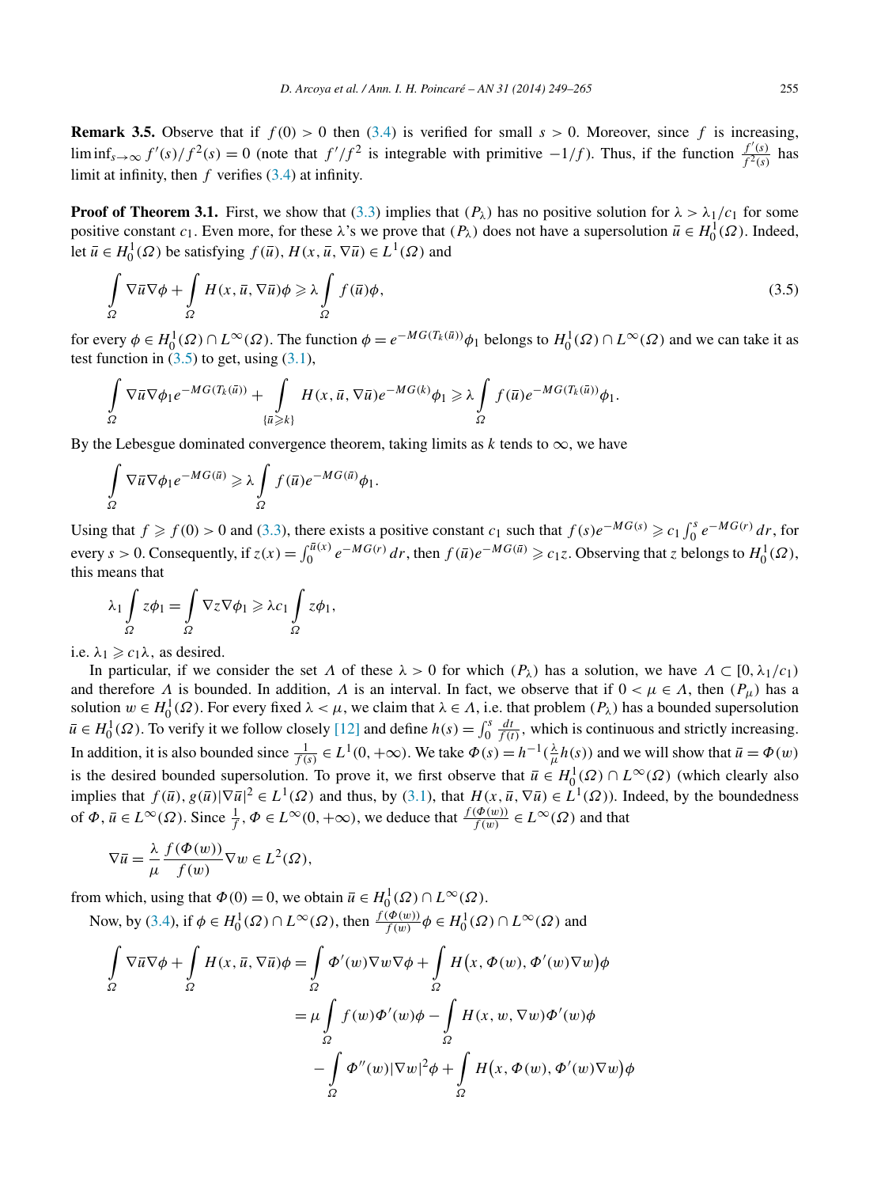**Remark 3.5.** Observe that if $f(0) > 0$ then (3.4) is verified for small $s > 0$. Moreover, since $f$ is increasing, $\liminf_{s\to\infty} f'(s)/f^2(s) = 0$ (note that $f'/f^2$ is integrable with primitive $-1/f$). Thus, if the function $\frac{f'(s)}{f^2(s)}$ has limit at infinity, then $f$ verifies (3.4) at infinity.

**Proof of Theorem 3.1.** First, we show that (3.3) implies that $(P_\lambda)$ has no positive solution for $\lambda > \lambda_1/c_1$ for some positive constant $c_1$. Even more, for these $\lambda$'s we prove that $(P_\lambda)$ does not have a supersolution $\bar{u} \in H_0^1(\Omega)$. Indeed, let $\bar{u} \in H_0^1(\Omega)$ be satisfying $f(\bar{u}), H(x, \bar{u}, \nabla\bar{u}) \in L^1(\Omega)$ and

$$\int_\Omega \nabla\bar{u}\nabla\phi + \int_\Omega H(x, \bar{u}, \nabla\bar{u})\phi \geqslant \lambda \int_\Omega f(\bar{u})\phi, \tag{3.5}$$

for every $\phi \in H_0^1(\Omega) \cap L^\infty(\Omega)$. The function $\phi = e^{-MG(T_k(\bar{u}))}\phi_1$ belongs to $H_0^1(\Omega) \cap L^\infty(\Omega)$ and we can take it as test function in (3.5) to get, using (3.1),

$$\int_\Omega \nabla\bar{u}\nabla\phi_1 e^{-MG(T_k(\bar{u}))} + \int_{\{\bar{u}\geqslant k\}} H(x, \bar{u}, \nabla\bar{u})e^{-MG(k)}\phi_1 \geqslant \lambda \int_\Omega f(\bar{u})e^{-MG(T_k(\bar{u}))}\phi_1.$$

By the Lebesgue dominated convergence theorem, taking limits as $k$ tends to $\infty$, we have

$$\int_\Omega \nabla\bar{u}\nabla\phi_1 e^{-MG(\bar{u})} \geqslant \lambda \int_\Omega f(\bar{u})e^{-MG(\bar{u})}\phi_1.$$

Using that $f \geqslant f(0) > 0$ and (3.3), there exists a positive constant $c_1$ such that $f(s)e^{-MG(s)} \geqslant c_1 \int_0^s e^{-MG(r)}\,dr$, for every $s > 0$. Consequently, if $z(x) = \int_0^{\bar{u}(x)} e^{-MG(r)}\,dr$, then $f(\bar{u})e^{-MG(\bar{u})} \geqslant c_1 z$. Observing that $z$ belongs to $H_0^1(\Omega)$, this means that

$$\lambda_1 \int_\Omega z\phi_1 = \int_\Omega \nabla z\nabla\phi_1 \geqslant \lambda c_1 \int_\Omega z\phi_1,$$

i.e. $\lambda_1 \geqslant c_1\lambda$, as desired.

In particular, if we consider the set $\Lambda$ of these $\lambda > 0$ for which $(P_\lambda)$ has a solution, we have $\Lambda \subset [0, \lambda_1/c_1)$ and therefore $\Lambda$ is bounded. In addition, $\Lambda$ is an interval. In fact, we observe that if $0 < \mu \in \Lambda$, then $(P_\mu)$ has a solution $w \in H_0^1(\Omega)$. For every fixed $\lambda < \mu$, we claim that $\lambda \in \Lambda$, i.e. that problem $(P_\lambda)$ has a bounded supersolution $\bar{u} \in H_0^1(\Omega)$. To verify it we follow closely [12] and define $h(s) = \int_0^s \frac{dt}{f(t)}$, which is continuous and strictly increasing. In addition, it is also bounded since $\frac{1}{f(s)} \in L^1(0, +\infty)$. We take $\Phi(s) = h^{-1}(\frac{\lambda}{\mu}h(s))$ and we will show that $\bar{u} = \Phi(w)$ is the desired bounded supersolution. To prove it, we first observe that $\bar{u} \in H_0^1(\Omega) \cap L^\infty(\Omega)$ (which clearly also implies that $f(\bar{u}), g(\bar{u})|\nabla\bar{u}|^2 \in L^1(\Omega)$ and thus, by (3.1), that $H(x, \bar{u}, \nabla\bar{u}) \in L^1(\Omega)$). Indeed, by the boundedness of $\Phi$, $\bar{u} \in L^\infty(\Omega)$. Since $\frac{1}{f}, \Phi \in L^\infty(0, +\infty)$, we deduce that $\frac{f(\Phi(w))}{f(w)} \in L^\infty(\Omega)$ and that

$$\nabla\bar{u} = \frac{\lambda}{\mu}\frac{f(\Phi(w))}{f(w)}\nabla w \in L^2(\Omega),$$

from which, using that $\Phi(0) = 0$, we obtain $\bar{u} \in H_0^1(\Omega) \cap L^\infty(\Omega)$.

Now, by (3.4), if $\phi \in H_0^1(\Omega) \cap L^\infty(\Omega)$, then $\frac{f(\Phi(w))}{f(w)}\phi \in H_0^1(\Omega) \cap L^\infty(\Omega)$ and

$$\begin{aligned}
\int_\Omega \nabla\bar{u}\nabla\phi + \int_\Omega H(x, \bar{u}, \nabla\bar{u})\phi &= \int_\Omega \Phi'(w)\nabla w\nabla\phi + \int_\Omega H\big(x, \Phi(w), \Phi'(w)\nabla w\big)\phi \\
&= \mu \int_\Omega f(w)\Phi'(w)\phi - \int_\Omega H(x, w, \nabla w)\Phi'(w)\phi \\
&\quad - \int_\Omega \Phi''(w)|\nabla w|^2\phi + \int_\Omega H\big(x, \Phi(w), \Phi'(w)\nabla w\big)\phi
\end{aligned}$$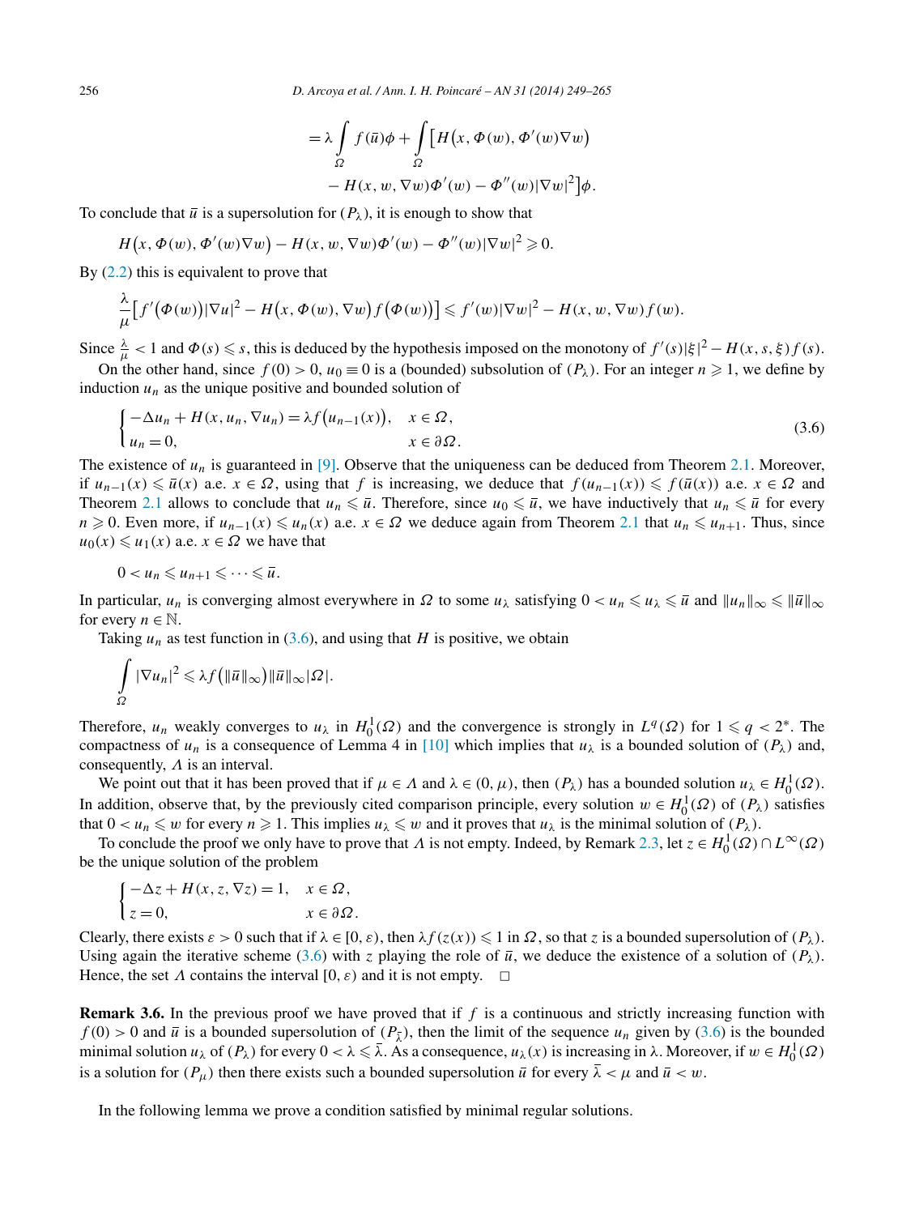$$= \lambda \int_\Omega f(\bar{u})\phi + \int_\Omega \big[ H\big(x, \Phi(w), \Phi'(w)\nabla w\big) - H(x, w, \nabla w)\Phi'(w) - \Phi''(w)|\nabla w|^2 \big]\phi.$$

To conclude that $\bar{u}$ is a supersolution for $(P_\lambda)$, it is enough to show that

$$H\big(x, \Phi(w), \Phi'(w)\nabla w\big) - H(x, w, \nabla w)\Phi'(w) - \Phi''(w)|\nabla w|^2 \geqslant 0.$$

By (2.2) this is equivalent to prove that

$$\frac{\lambda}{\mu}\big[ f'\big(\Phi(w)\big)|\nabla u|^2 - H\big(x, \Phi(w), \nabla w\big) f\big(\Phi(w)\big)\big] \leqslant f'(w)|\nabla w|^2 - H(x, w, \nabla w) f(w).$$

Since $\frac{\lambda}{\mu} < 1$ and $\Phi(s) \leqslant s$, this is deduced by the hypothesis imposed on the monotony of $f'(s)|\xi|^2 - H(x, s, \xi) f(s)$.

On the other hand, since $f(0) > 0$, $u_0 \equiv 0$ is a (bounded) subsolution of $(P_\lambda)$. For an integer $n \geqslant 1$, we define by induction $u_n$ as the unique positive and bounded solution of

$$\begin{cases} -\Delta u_n + H(x, u_n, \nabla u_n) = \lambda f\big(u_{n-1}(x)\big), & x \in \Omega, \\ u_n = 0, & x \in \partial\Omega. \end{cases} \tag{3.6}$$

The existence of $u_n$ is guaranteed in [9]. Observe that the uniqueness can be deduced from Theorem 2.1. Moreover, if $u_{n-1}(x) \leqslant \bar{u}(x)$ a.e. $x \in \Omega$, using that $f$ is increasing, we deduce that $f(u_{n-1}(x)) \leqslant f(\bar{u}(x))$ a.e. $x \in \Omega$ and Theorem 2.1 allows to conclude that $u_n \leqslant \bar{u}$. Therefore, since $u_0 \leqslant \bar{u}$, we have inductively that $u_n \leqslant \bar{u}$ for every $n \geqslant 0$. Even more, if $u_{n-1}(x) \leqslant u_n(x)$ a.e. $x \in \Omega$ we deduce again from Theorem 2.1 that $u_n \leqslant u_{n+1}$. Thus, since $u_0(x) \leqslant u_1(x)$ a.e. $x \in \Omega$ we have that

$$0 < u_n \leqslant u_{n+1} \leqslant \cdots \leqslant \bar{u}.$$

In particular, $u_n$ is converging almost everywhere in $\Omega$ to some $u_\lambda$ satisfying $0 < u_n \leqslant u_\lambda \leqslant \bar{u}$ and $\|u_n\|_\infty \leqslant \|\bar{u}\|_\infty$ for every $n \in \mathbb{N}$.

Taking $u_n$ as test function in (3.6), and using that $H$ is positive, we obtain

$$\int_\Omega |\nabla u_n|^2 \leqslant \lambda f\big(\|\bar{u}\|_\infty\big)\|\bar{u}\|_\infty |\Omega|.$$

Therefore, $u_n$ weakly converges to $u_\lambda$ in $H_0^1(\Omega)$ and the convergence is strongly in $L^q(\Omega)$ for $1 \leqslant q < 2^*$. The compactness of $u_n$ is a consequence of Lemma 4 in [10] which implies that $u_\lambda$ is a bounded solution of $(P_\lambda)$ and, consequently, $\Lambda$ is an interval.

We point out that it has been proved that if $\mu \in \Lambda$ and $\lambda \in (0, \mu)$, then $(P_\lambda)$ has a bounded solution $u_\lambda \in H_0^1(\Omega)$. In addition, observe that, by the previously cited comparison principle, every solution $w \in H_0^1(\Omega)$ of $(P_\lambda)$ satisfies that $0 < u_n \leqslant w$ for every $n \geqslant 1$. This implies $u_\lambda \leqslant w$ and it proves that $u_\lambda$ is the minimal solution of $(P_\lambda)$.

To conclude the proof we only have to prove that $\Lambda$ is not empty. Indeed, by Remark 2.3, let $z \in H_0^1(\Omega) \cap L^\infty(\Omega)$ be the unique solution of the problem

$$\begin{cases} -\Delta z + H(x, z, \nabla z) = 1, & x \in \Omega, \\ z = 0, & x \in \partial\Omega. \end{cases}$$

Clearly, there exists $\varepsilon > 0$ such that if $\lambda \in [0, \varepsilon)$, then $\lambda f(z(x)) \leqslant 1$ in $\Omega$, so that $z$ is a bounded supersolution of $(P_\lambda)$. Using again the iterative scheme (3.6) with $z$ playing the role of $\bar{u}$, we deduce the existence of a solution of $(P_\lambda)$. Hence, the set $\Lambda$ contains the interval $[0, \varepsilon)$ and it is not empty. $\square$

**Remark 3.6.** In the previous proof we have proved that if $f$ is a continuous and strictly increasing function with $f(0) > 0$ and $\bar{u}$ is a bounded supersolution of $(P_{\bar{\lambda}})$, then the limit of the sequence $u_n$ given by (3.6) is the bounded minimal solution $u_\lambda$ of $(P_\lambda)$ for every $0 < \lambda \leqslant \bar{\lambda}$. As a consequence, $u_\lambda(x)$ is increasing in $\lambda$. Moreover, if $w \in H_0^1(\Omega)$ is a solution for $(P_\mu)$ then there exists such a bounded supersolution $\bar{u}$ for every $\bar{\lambda} < \mu$ and $\bar{u} < w$.

In the following lemma we prove a condition satisfied by minimal regular solutions.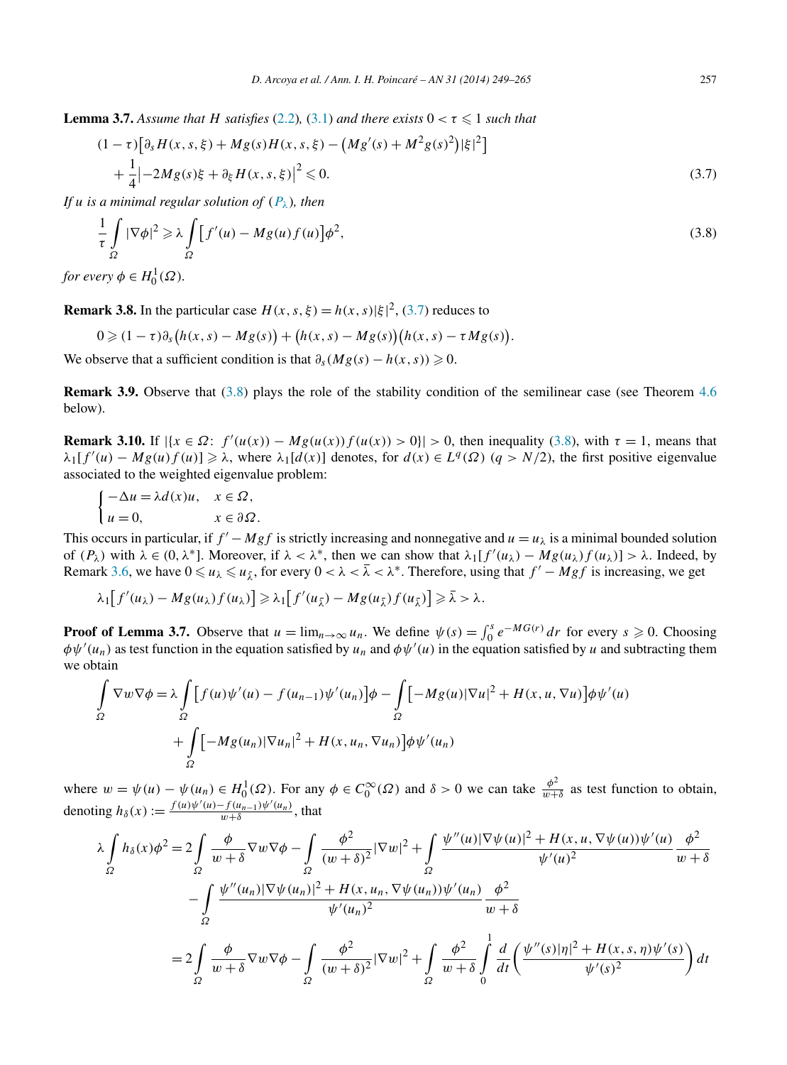**Lemma 3.7.** *Assume that $H$ satisfies* (2.2), (3.1) *and there exists $0 < \tau \leqslant 1$ such that*

$$(1-\tau)\big[\partial_s H(x,s,\xi) + Mg(s)H(x,s,\xi) - \big(Mg'(s) + M^2 g(s)^2\big)|\xi|^2\big] + \frac{1}{4}\big|-2Mg(s)\xi + \partial_\xi H(x,s,\xi)\big|^2 \leqslant 0. \tag{3.7}$$

*If $u$ is a minimal regular solution of $(P_\lambda)$, then*

$$\frac{1}{\tau}\int_\Omega |\nabla\phi|^2 \geqslant \lambda \int_\Omega \big[f'(u) - Mg(u)f(u)\big]\phi^2, \tag{3.8}$$

*for every $\phi \in H_0^1(\Omega)$.*

**Remark 3.8.** In the particular case $H(x,s,\xi) = h(x,s)|\xi|^2$, (3.7) reduces to

$$0 \geqslant (1-\tau)\partial_s\big(h(x,s) - Mg(s)\big) + \big(h(x,s) - Mg(s)\big)\big(h(x,s) - \tau Mg(s)\big).$$

We observe that a sufficient condition is that $\partial_s(Mg(s) - h(x,s)) \geqslant 0$.

**Remark 3.9.** Observe that (3.8) plays the role of the stability condition of the semilinear case (see Theorem 4.6 below).

**Remark 3.10.** If $|\{x \in \Omega\colon\ f'(u(x)) - Mg(u(x))f(u(x)) > 0\}| > 0$, then inequality (3.8), with $\tau = 1$, means that $\lambda_1[f'(u) - Mg(u)f(u)] \geqslant \lambda$, where $\lambda_1[d(x)]$ denotes, for $d(x) \in L^q(\Omega)$ $(q > N/2)$, the first positive eigenvalue associated to the weighted eigenvalue problem:

$$\begin{cases} -\Delta u = \lambda d(x) u, & x \in \Omega, \\ u = 0, & x \in \partial\Omega. \end{cases}$$

This occurs in particular, if $f' - Mgf$ is strictly increasing and nonnegative and $u = u_\lambda$ is a minimal bounded solution of $(P_\lambda)$ with $\lambda \in (0, \lambda^*]$. Moreover, if $\lambda < \lambda^*$, then we can show that $\lambda_1[f'(u_\lambda) - Mg(u_\lambda)f(u_\lambda)] > \lambda$. Indeed, by Remark 3.6, we have $0 \leqslant u_\lambda \leqslant u_{\bar\lambda}$, for every $0 < \lambda < \bar\lambda < \lambda^*$. Therefore, using that $f' - Mgf$ is increasing, we get

$$\lambda_1\big[f'(u_\lambda) - Mg(u_\lambda)f(u_\lambda)\big] \geqslant \lambda_1\big[f'(u_{\bar\lambda}) - Mg(u_{\bar\lambda})f(u_{\bar\lambda})\big] \geqslant \bar\lambda > \lambda.$$

**Proof of Lemma 3.7.** Observe that $u = \lim_{n\to\infty} u_n$. We define $\psi(s) = \int_0^s e^{-MG(r)}\,dr$ for every $s \geqslant 0$. Choosing $\phi\psi'(u_n)$ as test function in the equation satisfied by $u_n$ and $\phi\psi'(u)$ in the equation satisfied by $u$ and subtracting them we obtain

$$\int_\Omega \nabla w \nabla\phi = \lambda\int_\Omega \big[f(u)\psi'(u) - f(u_{n-1})\psi'(u_n)\big]\phi - \int_\Omega \big[-Mg(u)|\nabla u|^2 + H(x,u,\nabla u)\big]\phi\psi'(u) + \int_\Omega \big[-Mg(u_n)|\nabla u_n|^2 + H(x,u_n,\nabla u_n)\big]\phi\psi'(u_n)$$

where $w = \psi(u) - \psi(u_n) \in H_0^1(\Omega)$. For any $\phi \in C_0^\infty(\Omega)$ and $\delta > 0$ we can take $\frac{\phi^2}{w+\delta}$ as test function to obtain, denoting $h_\delta(x) := \frac{f(u)\psi'(u) - f(u_{n-1})\psi'(u_n)}{w+\delta}$, that

$$\begin{aligned}
\lambda\int_\Omega h_\delta(x)\phi^2 &= 2\int_\Omega \frac{\phi}{w+\delta}\nabla w\nabla\phi - \int_\Omega \frac{\phi^2}{(w+\delta)^2}|\nabla w|^2 + \int_\Omega \frac{\psi''(u)|\nabla\psi(u)|^2 + H(x,u,\nabla\psi(u))\psi'(u)}{\psi'(u)^2}\frac{\phi^2}{w+\delta} \\
&\quad - \int_\Omega \frac{\psi''(u_n)|\nabla\psi(u_n)|^2 + H(x,u_n,\nabla\psi(u_n))\psi'(u_n)}{\psi'(u_n)^2}\frac{\phi^2}{w+\delta} \\
&= 2\int_\Omega \frac{\phi}{w+\delta}\nabla w\nabla\phi - \int_\Omega \frac{\phi^2}{(w+\delta)^2}|\nabla w|^2 + \int_\Omega \frac{\phi^2}{w+\delta}\int_0^1 \frac{d}{dt}\bigg(\frac{\psi''(s)|\eta|^2 + H(x,s,\eta)\psi'(s)}{\psi'(s)^2}\bigg)dt
\end{aligned}$$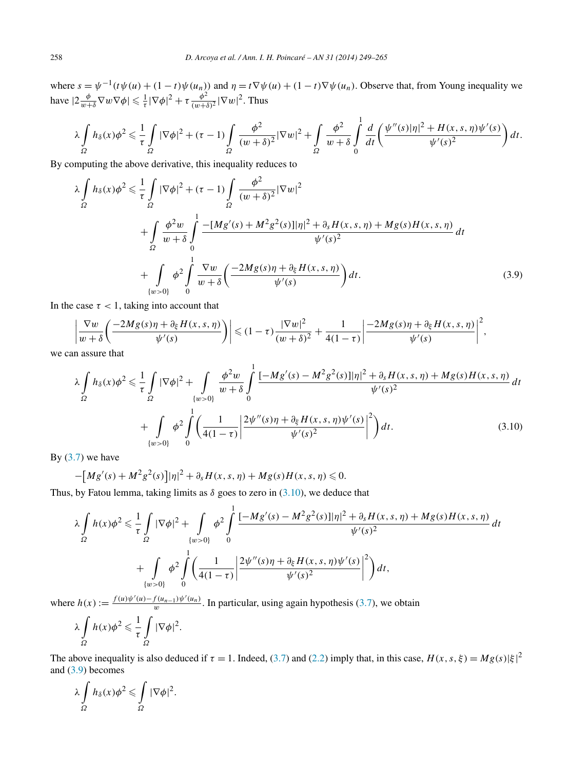where $s = \psi^{-1}(t\psi(u) + (1-t)\psi(u_n))$ and $\eta = t\nabla\psi(u) + (1-t)\nabla\psi(u_n)$. Observe that, from Young inequality we have $|2\frac{\phi}{w+\delta}\nabla w \nabla\phi| \leqslant \frac{1}{\tau}|\nabla\phi|^2 + \tau\frac{\phi^2}{(w+\delta)^2}|\nabla w|^2$. Thus

$$\lambda\int_\Omega h_\delta(x)\phi^2 \leqslant \frac{1}{\tau}\int_\Omega |\nabla\phi|^2 + (\tau-1)\int_\Omega \frac{\phi^2}{(w+\delta)^2}|\nabla w|^2 + \int_\Omega \frac{\phi^2}{w+\delta}\int_0^1 \frac{d}{dt}\left(\frac{\psi''(s)|\eta|^2 + H(x,s,\eta)\psi'(s)}{\psi'(s)^2}\right)dt.$$

By computing the above derivative, this inequality reduces to

$$\begin{aligned}
\lambda\int_\Omega h_\delta(x)\phi^2 \leqslant{}& \frac{1}{\tau}\int_\Omega |\nabla\phi|^2 + (\tau-1)\int_\Omega \frac{\phi^2}{(w+\delta)^2}|\nabla w|^2 \\
&+ \int_\Omega \frac{\phi^2 w}{w+\delta}\int_0^1 \frac{-[Mg'(s) + M^2g^2(s)]|\eta|^2 + \partial_s H(x,s,\eta) + Mg(s)H(x,s,\eta)}{\psi'(s)^2}\,dt \\
&+ \int_{\{w>0\}} \phi^2 \int_0^1 \frac{\nabla w}{w+\delta}\left(\frac{-2Mg(s)\eta + \partial_\xi H(x,s,\eta)}{\psi'(s)}\right)dt. \qquad (3.9)
\end{aligned}$$

In the case $\tau < 1$, taking into account that

$$\left|\frac{\nabla w}{w+\delta}\left(\frac{-2Mg(s)\eta + \partial_\xi H(x,s,\eta)}{\psi'(s)}\right)\right| \leqslant (1-\tau)\frac{|\nabla w|^2}{(w+\delta)^2} + \frac{1}{4(1-\tau)}\left|\frac{-2Mg(s)\eta + \partial_\xi H(x,s,\eta)}{\psi'(s)}\right|^2,$$

we can assure that

$$\begin{aligned}
\lambda\int_\Omega h_\delta(x)\phi^2 \leqslant{}& \frac{1}{\tau}\int_\Omega |\nabla\phi|^2 + \int_{\{w>0\}} \frac{\phi^2 w}{w+\delta}\int_0^1 \frac{[-Mg'(s) - M^2g^2(s)]|\eta|^2 + \partial_s H(x,s,\eta) + Mg(s)H(x,s,\eta)}{\psi'(s)^2}\,dt \\
&+ \int_{\{w>0\}} \phi^2 \int_0^1 \left(\frac{1}{4(1-\tau)}\left|\frac{2\psi''(s)\eta + \partial_\xi H(x,s,\eta)\psi'(s)}{\psi'(s)^2}\right|^2\right)dt. \qquad (3.10)
\end{aligned}$$

By (3.7) we have

$$-\big[Mg'(s) + M^2g^2(s)\big]|\eta|^2 + \partial_s H(x,s,\eta) + Mg(s)H(x,s,\eta) \leqslant 0.$$

Thus, by Fatou lemma, taking limits as $\delta$ goes to zero in (3.10), we deduce that

$$\begin{aligned}
\lambda\int_\Omega h(x)\phi^2 \leqslant{}& \frac{1}{\tau}\int_\Omega |\nabla\phi|^2 + \int_{\{w>0\}} \phi^2 \int_0^1 \frac{[-Mg'(s) - M^2g^2(s)]|\eta|^2 + \partial_s H(x,s,\eta) + Mg(s)H(x,s,\eta)}{\psi'(s)^2}\,dt \\
&+ \int_{\{w>0\}} \phi^2 \int_0^1 \left(\frac{1}{4(1-\tau)}\left|\frac{2\psi''(s)\eta + \partial_\xi H(x,s,\eta)\psi'(s)}{\psi'(s)^2}\right|^2\right)dt,
\end{aligned}$$

where $h(x) := \frac{f(u)\psi'(u) - f(u_{n-1})\psi'(u_n)}{w}$. In particular, using again hypothesis (3.7), we obtain

$$\lambda\int_\Omega h(x)\phi^2 \leqslant \frac{1}{\tau}\int_\Omega |\nabla\phi|^2.$$

The above inequality is also deduced if $\tau = 1$. Indeed, (3.7) and (2.2) imply that, in this case, $H(x,s,\xi) = Mg(s)|\xi|^2$ and (3.9) becomes

$$\lambda\int_\Omega h_\delta(x)\phi^2 \leqslant \int_\Omega |\nabla\phi|^2.$$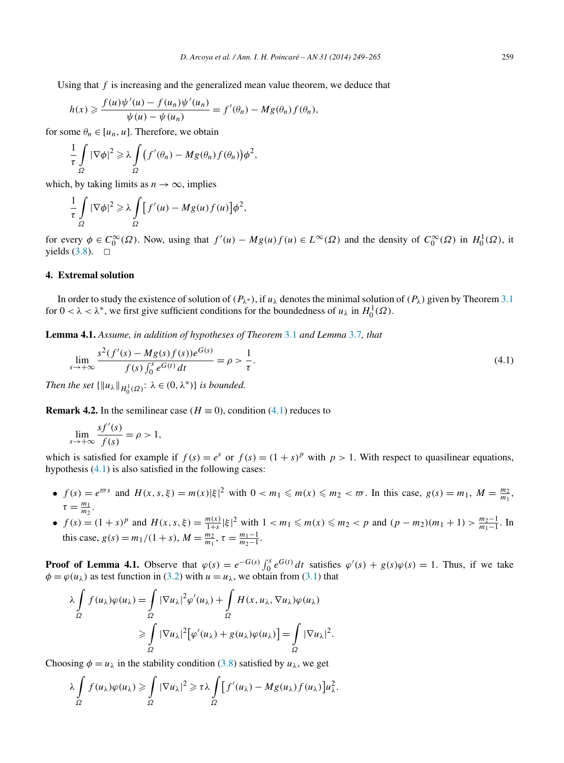Using that $f$ is increasing and the generalized mean value theorem, we deduce that

$$h(x) \geqslant \frac{f(u)\psi'(u) - f(u_n)\psi'(u_n)}{\psi(u) - \psi(u_n)} = f'(\theta_n) - Mg(\theta_n)f(\theta_n),$$

for some $\theta_n \in [u_n, u]$. Therefore, we obtain

$$\frac{1}{\tau}\int_\Omega |\nabla\phi|^2 \geqslant \lambda \int_\Omega \big(f'(\theta_n) - Mg(\theta_n)f(\theta_n)\big)\phi^2,$$

which, by taking limits as $n \to \infty$, implies

$$\frac{1}{\tau}\int_\Omega |\nabla\phi|^2 \geqslant \lambda \int_\Omega \big[f'(u) - Mg(u)f(u)\big]\phi^2,$$

for every $\phi \in C_0^\infty(\Omega)$. Now, using that $f'(u) - Mg(u)f(u) \in L^\infty(\Omega)$ and the density of $C_0^\infty(\Omega)$ in $H_0^1(\Omega)$, it yields (3.8). $\square$

## 4. Extremal solution

In order to study the existence of solution of $(P_{\lambda^*})$, if $u_\lambda$ denotes the minimal solution of $(P_\lambda)$ given by Theorem 3.1 for $0 < \lambda < \lambda^*$, we first give sufficient conditions for the boundedness of $u_\lambda$ in $H_0^1(\Omega)$.

**Lemma 4.1.** *Assume, in addition of hypotheses of Theorem 3.1 and Lemma 3.7, that*

$$\lim_{s\to+\infty} \frac{s^2(f'(s) - Mg(s)f(s))e^{G(s)}}{f(s)\int_0^s e^{G(t)}\,dt} = \rho > \frac{1}{\tau}. \tag{4.1}$$

*Then the set $\{\|u_\lambda\|_{H_0^1(\Omega)}: \lambda \in (0, \lambda^*)\}$ is bounded.*

**Remark 4.2.** In the semilinear case ($H \equiv 0$), condition (4.1) reduces to

$$\lim_{s\to+\infty} \frac{sf'(s)}{f(s)} = \rho > 1,$$

which is satisfied for example if $f(s) = e^s$ or $f(s) = (1+s)^p$ with $p > 1$. With respect to quasilinear equations, hypothesis (4.1) is also satisfied in the following cases:

- $f(s) = e^{\varpi s}$ and $H(x,s,\xi) = m(x)|\xi|^2$ with $0 < m_1 \leqslant m(x) \leqslant m_2 < \varpi$. In this case, $g(s) = m_1$, $M = \frac{m_2}{m_1}$, $\tau = \frac{m_1}{m_2}$.
- $f(s) = (1+s)^p$ and $H(x,s,\xi) = \frac{m(x)}{1+s}|\xi|^2$ with $1 < m_1 \leqslant m(x) \leqslant m_2 < p$ and $(p - m_2)(m_1 + 1) > \frac{m_2-1}{m_1-1}$. In this case, $g(s) = m_1/(1+s)$, $M = \frac{m_2}{m_1}$, $\tau = \frac{m_1-1}{m_2-1}$.

**Proof of Lemma 4.1.** Observe that $\varphi(s) = e^{-G(s)}\int_0^s e^{G(t)}\,dt$ satisfies $\varphi'(s) + g(s)\varphi(s) = 1$. Thus, if we take $\phi = \varphi(u_\lambda)$ as test function in (3.2) with $u = u_\lambda$, we obtain from (3.1) that

$$\begin{aligned}
\lambda\int_\Omega f(u_\lambda)\varphi(u_\lambda) &= \int_\Omega |\nabla u_\lambda|^2\varphi'(u_\lambda) + \int_\Omega H(x,u_\lambda,\nabla u_\lambda)\varphi(u_\lambda) \\
&\geqslant \int_\Omega |\nabla u_\lambda|^2\big[\varphi'(u_\lambda) + g(u_\lambda)\varphi(u_\lambda)\big] = \int_\Omega |\nabla u_\lambda|^2.
\end{aligned}$$

Choosing $\phi = u_\lambda$ in the stability condition (3.8) satisfied by $u_\lambda$, we get

$$\lambda\int_\Omega f(u_\lambda)\varphi(u_\lambda) \geqslant \int_\Omega |\nabla u_\lambda|^2 \geqslant \tau\lambda\int_\Omega \big[f'(u_\lambda) - Mg(u_\lambda)f(u_\lambda)\big]u_\lambda^2.$$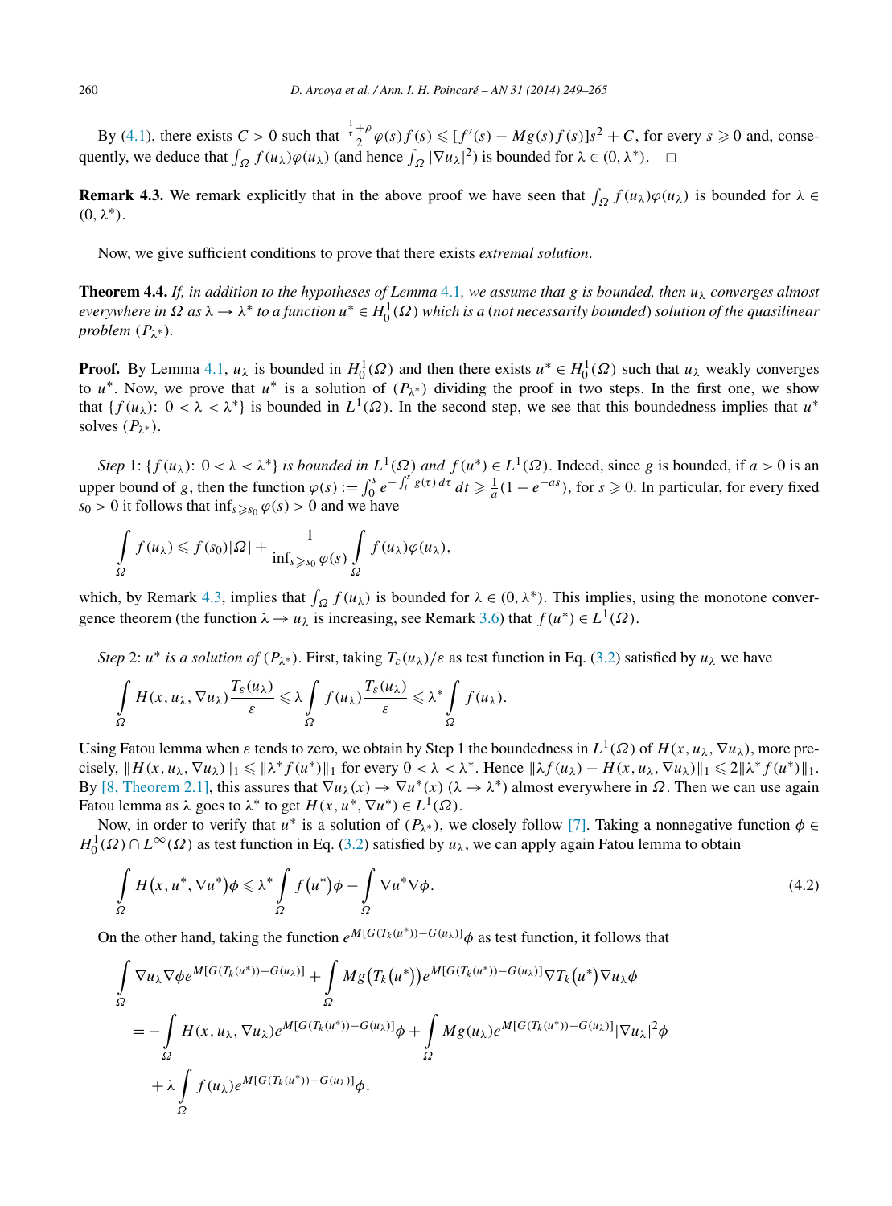By (4.1), there exists $C > 0$ such that $\frac{\frac{1}{\tau}+\rho}{2}\varphi(s)f(s) \leqslant [f'(s) - Mg(s)f(s)]s^2 + C$, for every $s \geqslant 0$ and, consequently, we deduce that $\int_\Omega f(u_\lambda)\varphi(u_\lambda)$ (and hence $\int_\Omega |\nabla u_\lambda|^2$) is bounded for $\lambda \in (0, \lambda^*)$. $\square$

**Remark 4.3.** We remark explicitly that in the above proof we have seen that $\int_\Omega f(u_\lambda)\varphi(u_\lambda)$ is bounded for $\lambda \in (0, \lambda^*)$.

Now, we give sufficient conditions to prove that there exists *extremal solution*.

**Theorem 4.4.** *If, in addition to the hypotheses of Lemma 4.1, we assume that $g$ is bounded, then $u_\lambda$ converges almost everywhere in $\Omega$ as $\lambda \to \lambda^*$ to a function $u^* \in H_0^1(\Omega)$ which is a (not necessarily bounded) solution of the quasilinear problem $(P_{\lambda^*})$.*

**Proof.** By Lemma 4.1, $u_\lambda$ is bounded in $H_0^1(\Omega)$ and then there exists $u^* \in H_0^1(\Omega)$ such that $u_\lambda$ weakly converges to $u^*$. Now, we prove that $u^*$ is a solution of $(P_{\lambda^*})$ dividing the proof in two steps. In the first one, we show that $\{f(u_\lambda)\colon 0 < \lambda < \lambda^*\}$ is bounded in $L^1(\Omega)$. In the second step, we see that this boundedness implies that $u^*$ solves $(P_{\lambda^*})$.

*Step* 1: *$\{f(u_\lambda)\colon 0 < \lambda < \lambda^*\}$ is bounded in $L^1(\Omega)$ and $f(u^*) \in L^1(\Omega)$.* Indeed, since $g$ is bounded, if $a > 0$ is an upper bound of $g$, then the function $\varphi(s) := \int_0^s e^{-\int_t^s g(\tau)\,d\tau}\,dt \geqslant \frac{1}{a}(1 - e^{-as})$, for $s \geqslant 0$. In particular, for every fixed $s_0 > 0$ it follows that $\inf_{s \geqslant s_0} \varphi(s) > 0$ and we have

$$\int_\Omega f(u_\lambda) \leqslant f(s_0)|\Omega| + \frac{1}{\inf_{s \geqslant s_0} \varphi(s)} \int_\Omega f(u_\lambda)\varphi(u_\lambda),$$

which, by Remark 4.3, implies that $\int_\Omega f(u_\lambda)$ is bounded for $\lambda \in (0, \lambda^*)$. This implies, using the monotone convergence theorem (the function $\lambda \to u_\lambda$ is increasing, see Remark 3.6) that $f(u^*) \in L^1(\Omega)$.

*Step* 2: *$u^*$ is a solution of $(P_{\lambda^*})$.* First, taking $T_\varepsilon(u_\lambda)/\varepsilon$ as test function in Eq. (3.2) satisfied by $u_\lambda$ we have

$$\int_\Omega H(x, u_\lambda, \nabla u_\lambda)\frac{T_\varepsilon(u_\lambda)}{\varepsilon} \leqslant \lambda \int_\Omega f(u_\lambda)\frac{T_\varepsilon(u_\lambda)}{\varepsilon} \leqslant \lambda^* \int_\Omega f(u_\lambda).$$

Using Fatou lemma when $\varepsilon$ tends to zero, we obtain by Step 1 the boundedness in $L^1(\Omega)$ of $H(x, u_\lambda, \nabla u_\lambda)$, more precisely, $\|H(x, u_\lambda, \nabla u_\lambda)\|_1 \leqslant \|\lambda^* f(u^*)\|_1$ for every $0 < \lambda < \lambda^*$. Hence $\|\lambda f(u_\lambda) - H(x, u_\lambda, \nabla u_\lambda)\|_1 \leqslant 2\|\lambda^* f(u^*)\|_1$. By [8, Theorem 2.1], this assures that $\nabla u_\lambda(x) \to \nabla u^*(x)$ $(\lambda \to \lambda^*)$ almost everywhere in $\Omega$. Then we can use again Fatou lemma as $\lambda$ goes to $\lambda^*$ to get $H(x, u^*, \nabla u^*) \in L^1(\Omega)$.

Now, in order to verify that $u^*$ is a solution of $(P_{\lambda^*})$, we closely follow [7]. Taking a nonnegative function $\phi \in H_0^1(\Omega) \cap L^\infty(\Omega)$ as test function in Eq. (3.2) satisfied by $u_\lambda$, we can apply again Fatou lemma to obtain

$$\int_\Omega H\big(x, u^*, \nabla u^*\big)\phi \leqslant \lambda^* \int_\Omega f\big(u^*\big)\phi - \int_\Omega \nabla u^* \nabla \phi. \tag{4.2}$$

On the other hand, taking the function $e^{M[G(T_k(u^*)) - G(u_\lambda)]}\phi$ as test function, it follows that

$$\begin{aligned}
&\int_\Omega \nabla u_\lambda \nabla \phi e^{M[G(T_k(u^*)) - G(u_\lambda)]} + \int_\Omega Mg\big(T_k\big(u^*\big)\big)e^{M[G(T_k(u^*)) - G(u_\lambda)]}\nabla T_k\big(u^*\big)\nabla u_\lambda \phi \\
&\quad = -\int_\Omega H(x, u_\lambda, \nabla u_\lambda)e^{M[G(T_k(u^*)) - G(u_\lambda)]}\phi + \int_\Omega Mg(u_\lambda)e^{M[G(T_k(u^*)) - G(u_\lambda)]}|\nabla u_\lambda|^2\phi \\
&\qquad + \lambda \int_\Omega f(u_\lambda)e^{M[G(T_k(u^*)) - G(u_\lambda)]}\phi.
\end{aligned}$$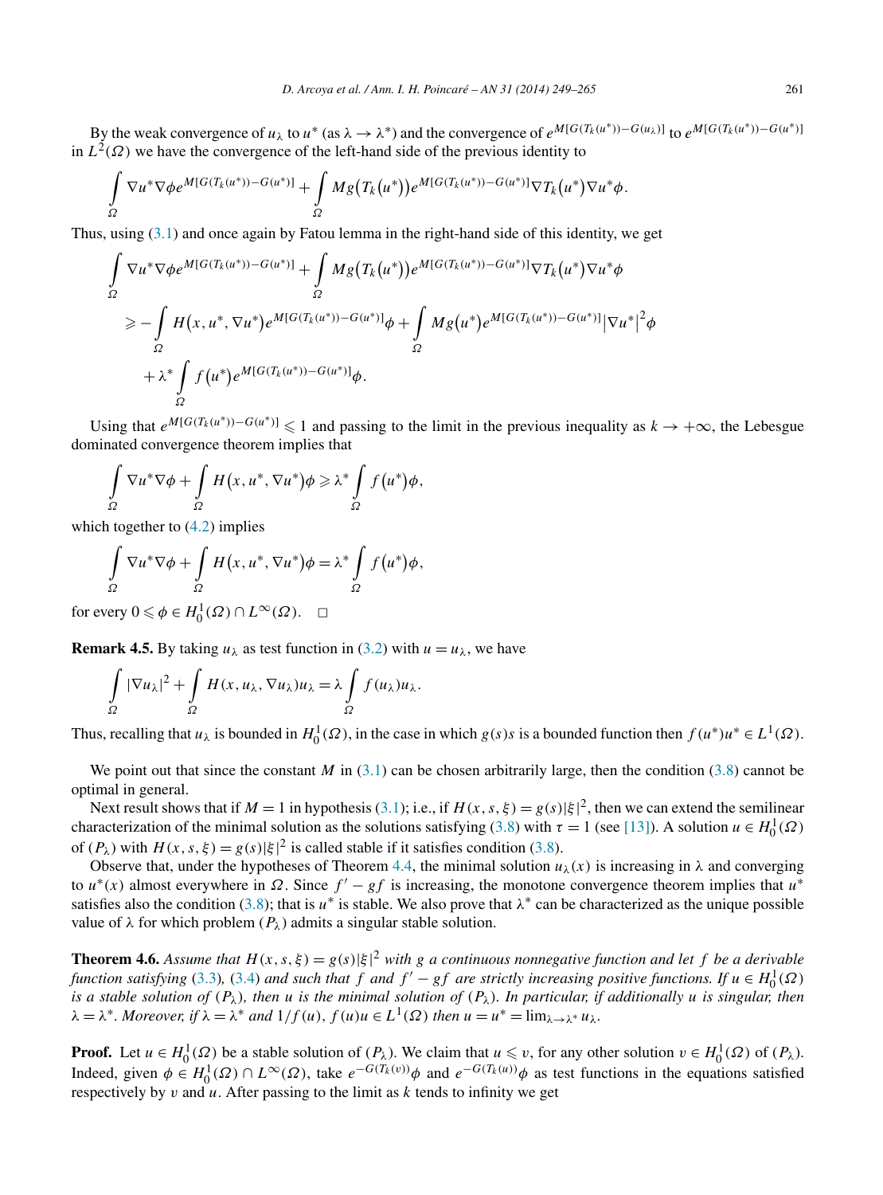By the weak convergence of $u_\lambda$ to $u^*$ (as $\lambda \to \lambda^*$) and the convergence of $e^{M[G(T_k(u^*))-G(u_\lambda)]}$ to $e^{M[G(T_k(u^*))-G(u^*)]}$ in $L^2(\Omega)$ we have the convergence of the left-hand side of the previous identity to

$$\int_\Omega \nabla u^* \nabla \phi e^{M[G(T_k(u^*))-G(u^*)]} + \int_\Omega Mg\big(T_k(u^*)\big) e^{M[G(T_k(u^*))-G(u^*)]} \nabla T_k\big(u^*\big) \nabla u^* \phi.$$

Thus, using (3.1) and once again by Fatou lemma in the right-hand side of this identity, we get

$$\begin{aligned}
&\int_\Omega \nabla u^* \nabla \phi e^{M[G(T_k(u^*))-G(u^*)]} + \int_\Omega Mg\big(T_k(u^*)\big) e^{M[G(T_k(u^*))-G(u^*)]} \nabla T_k\big(u^*\big) \nabla u^* \phi \\
&\quad \geqslant -\int_\Omega H\big(x, u^*, \nabla u^*\big) e^{M[G(T_k(u^*))-G(u^*)]} \phi + \int_\Omega Mg\big(u^*\big) e^{M[G(T_k(u^*))-G(u^*)]} \big|\nabla u^*\big|^2 \phi \\
&\qquad + \lambda^* \int_\Omega f\big(u^*\big) e^{M[G(T_k(u^*))-G(u^*)]} \phi.
\end{aligned}$$

Using that $e^{M[G(T_k(u^*))-G(u^*)]} \leqslant 1$ and passing to the limit in the previous inequality as $k \to +\infty$, the Lebesgue dominated convergence theorem implies that

$$\int_\Omega \nabla u^* \nabla \phi + \int_\Omega H\big(x, u^*, \nabla u^*\big)\phi \geqslant \lambda^* \int_\Omega f\big(u^*\big)\phi,$$

which together to (4.2) implies

$$\int_\Omega \nabla u^* \nabla \phi + \int_\Omega H\big(x, u^*, \nabla u^*\big)\phi = \lambda^* \int_\Omega f\big(u^*\big)\phi,$$

for every $0 \leqslant \phi \in H_0^1(\Omega) \cap L^\infty(\Omega)$. □

**Remark 4.5.** By taking $u_\lambda$ as test function in (3.2) with $u = u_\lambda$, we have

$$\int_\Omega |\nabla u_\lambda|^2 + \int_\Omega H(x, u_\lambda, \nabla u_\lambda) u_\lambda = \lambda \int_\Omega f(u_\lambda) u_\lambda.$$

Thus, recalling that $u_\lambda$ is bounded in $H_0^1(\Omega)$, in the case in which $g(s)s$ is a bounded function then $f(u^*)u^* \in L^1(\Omega)$.

We point out that since the constant $M$ in (3.1) can be chosen arbitrarily large, then the condition (3.8) cannot be optimal in general.

Next result shows that if $M = 1$ in hypothesis (3.1); i.e., if $H(x, s, \xi) = g(s)|\xi|^2$, then we can extend the semilinear characterization of the minimal solution as the solutions satisfying (3.8) with $\tau = 1$ (see [13]). A solution $u \in H_0^1(\Omega)$ of $(P_\lambda)$ with $H(x, s, \xi) = g(s)|\xi|^2$ is called stable if it satisfies condition (3.8).

Observe that, under the hypotheses of Theorem 4.4, the minimal solution $u_\lambda(x)$ is increasing in $\lambda$ and converging to $u^*(x)$ almost everywhere in $\Omega$. Since $f' - gf$ is increasing, the monotone convergence theorem implies that $u^*$ satisfies also the condition (3.8); that is $u^*$ is stable. We also prove that $\lambda^*$ can be characterized as the unique possible value of $\lambda$ for which problem $(P_\lambda)$ admits a singular stable solution.

**Theorem 4.6.** *Assume that $H(x, s, \xi) = g(s)|\xi|^2$ with $g$ a continuous nonnegative function and let $f$ be a derivable function satisfying (3.3), (3.4) and such that $f$ and $f' - gf$ are strictly increasing positive functions. If $u \in H_0^1(\Omega)$ is a stable solution of $(P_\lambda)$, then $u$ is the minimal solution of $(P_\lambda)$. In particular, if additionally $u$ is singular, then $\lambda = \lambda^*$. Moreover, if $\lambda = \lambda^*$ and $1/f(u)$, $f(u)u \in L^1(\Omega)$ then $u = u^* = \lim_{\lambda \to \lambda^*} u_\lambda$.*

**Proof.** Let $u \in H_0^1(\Omega)$ be a stable solution of $(P_\lambda)$. We claim that $u \leqslant v$, for any other solution $v \in H_0^1(\Omega)$ of $(P_\lambda)$. Indeed, given $\phi \in H_0^1(\Omega) \cap L^\infty(\Omega)$, take $e^{-G(T_k(v))}\phi$ and $e^{-G(T_k(u))}\phi$ as test functions in the equations satisfied respectively by $v$ and $u$. After passing to the limit as $k$ tends to infinity we get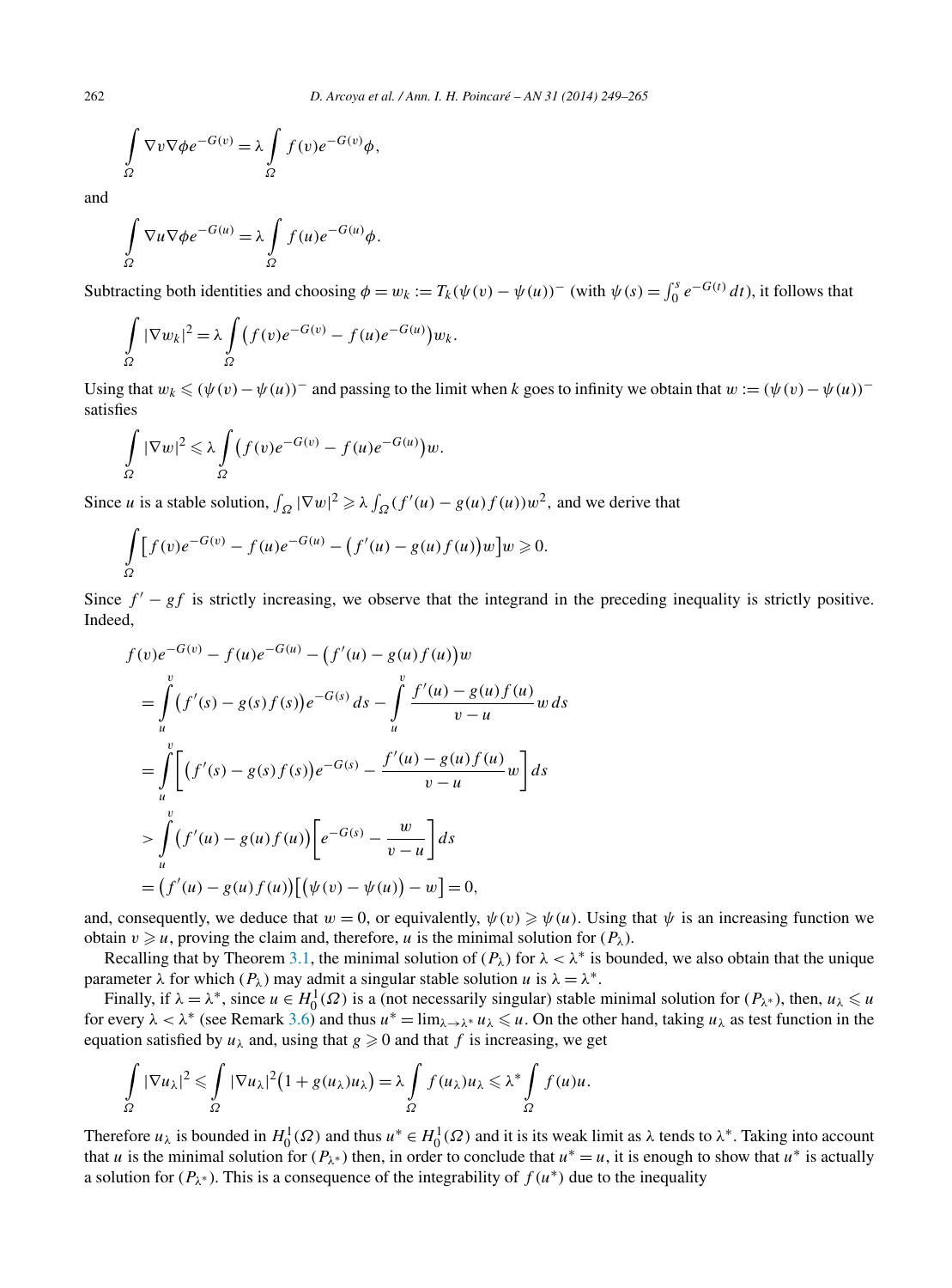$$\int_\Omega \nabla v \nabla \phi e^{-G(v)} = \lambda \int_\Omega f(v) e^{-G(v)} \phi,$$

and

$$\int_\Omega \nabla u \nabla \phi e^{-G(u)} = \lambda \int_\Omega f(u) e^{-G(u)} \phi.$$

Subtracting both identities and choosing $\phi = w_k := T_k(\psi(v) - \psi(u))^-$ (with $\psi(s) = \int_0^s e^{-G(t)}\,dt$), it follows that

$$\int_\Omega |\nabla w_k|^2 = \lambda \int_\Omega \big(f(v)e^{-G(v)} - f(u)e^{-G(u)}\big) w_k.$$

Using that $w_k \leqslant (\psi(v) - \psi(u))^-$ and passing to the limit when $k$ goes to infinity we obtain that $w := (\psi(v) - \psi(u))^-$ satisfies

$$\int_\Omega |\nabla w|^2 \leqslant \lambda \int_\Omega \big(f(v)e^{-G(v)} - f(u)e^{-G(u)}\big) w.$$

Since $u$ is a stable solution, $\int_\Omega |\nabla w|^2 \geqslant \lambda \int_\Omega (f'(u) - g(u)f(u)) w^2$, and we derive that

$$\int_\Omega \big[f(v)e^{-G(v)} - f(u)e^{-G(u)} - \big(f'(u) - g(u)f(u)\big) w\big] w \geqslant 0.$$

Since $f' - gf$ is strictly increasing, we observe that the integrand in the preceding inequality is strictly positive. Indeed,

$$\begin{aligned}
&f(v)e^{-G(v)} - f(u)e^{-G(u)} - \big(f'(u) - g(u)f(u)\big) w \\
&= \int_u^v \big(f'(s) - g(s)f(s)\big) e^{-G(s)}\,ds - \int_u^v \frac{f'(u) - g(u)f(u)}{v - u} w\,ds \\
&= \int_u^v \left[\big(f'(s) - g(s)f(s)\big) e^{-G(s)} - \frac{f'(u) - g(u)f(u)}{v - u} w\right] ds \\
&> \int_u^v \big(f'(u) - g(u)f(u)\big) \left[e^{-G(s)} - \frac{w}{v - u}\right] ds \\
&= \big(f'(u) - g(u)f(u)\big)\big[\big(\psi(v) - \psi(u)\big) - w\big] = 0,
\end{aligned}$$

and, consequently, we deduce that $w = 0$, or equivalently, $\psi(v) \geqslant \psi(u)$. Using that $\psi$ is an increasing function we obtain $v \geqslant u$, proving the claim and, therefore, $u$ is the minimal solution for $(P_\lambda)$.

Recalling that by Theorem 3.1, the minimal solution of $(P_\lambda)$ for $\lambda < \lambda^*$ is bounded, we also obtain that the unique parameter $\lambda$ for which $(P_\lambda)$ may admit a singular stable solution $u$ is $\lambda = \lambda^*$.

Finally, if $\lambda = \lambda^*$, since $u \in H_0^1(\Omega)$ is a (not necessarily singular) stable minimal solution for $(P_{\lambda^*})$, then, $u_\lambda \leqslant u$ for every $\lambda < \lambda^*$ (see Remark 3.6) and thus $u^* = \lim_{\lambda \to \lambda^*} u_\lambda \leqslant u$. On the other hand, taking $u_\lambda$ as test function in the equation satisfied by $u_\lambda$ and, using that $g \geqslant 0$ and that $f$ is increasing, we get

$$\int_\Omega |\nabla u_\lambda|^2 \leqslant \int_\Omega |\nabla u_\lambda|^2 \big(1 + g(u_\lambda) u_\lambda\big) = \lambda \int_\Omega f(u_\lambda) u_\lambda \leqslant \lambda^* \int_\Omega f(u) u.$$

Therefore $u_\lambda$ is bounded in $H_0^1(\Omega)$ and thus $u^* \in H_0^1(\Omega)$ and it is its weak limit as $\lambda$ tends to $\lambda^*$. Taking into account that $u$ is the minimal solution for $(P_{\lambda^*})$ then, in order to conclude that $u^* = u$, it is enough to show that $u^*$ is actually a solution for $(P_{\lambda^*})$. This is a consequence of the integrability of $f(u^*)$ due to the inequality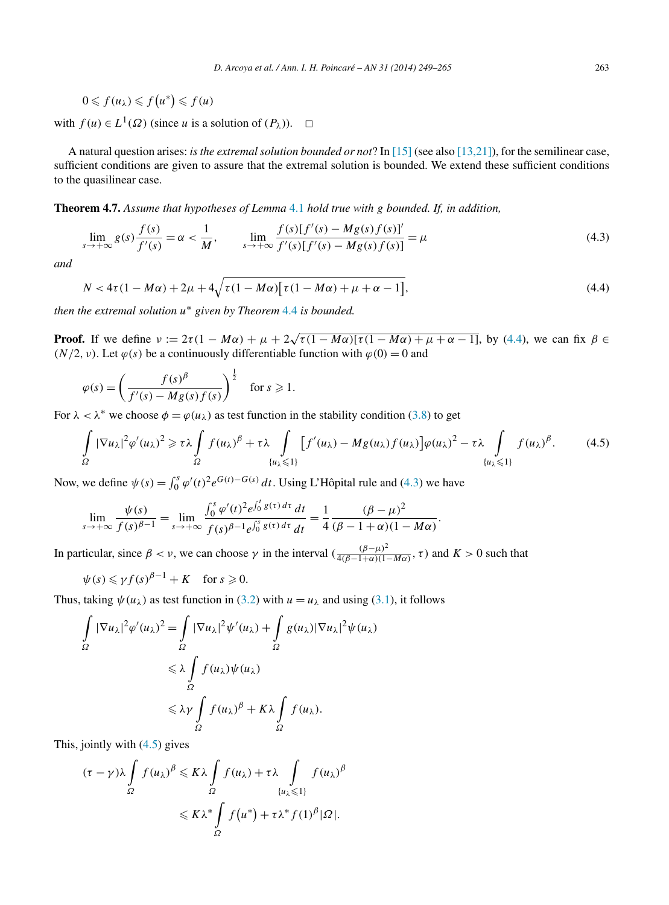$$0 \leqslant f(u_\lambda) \leqslant f\left(u^*\right) \leqslant f(u)$$

with $f(u) \in L^1(\Omega)$ (since $u$ is a solution of $(P_\lambda)$). $\square$

A natural question arises: *is the extremal solution bounded or not*? In [15] (see also [13,21]), for the semilinear case, sufficient conditions are given to assure that the extremal solution is bounded. We extend these sufficient conditions to the quasilinear case.

**Theorem 4.7.** *Assume that hypotheses of Lemma 4.1 hold true with $g$ bounded. If, in addition,*

$$\lim_{s\to+\infty} g(s)\frac{f(s)}{f'(s)} = \alpha < \frac{1}{M}, \qquad \lim_{s\to+\infty} \frac{f(s)[f'(s) - Mg(s)f(s)]'}{f'(s)[f'(s) - Mg(s)f(s)]} = \mu \tag{4.3}$$

*and*

$$N < 4\tau(1 - M\alpha) + 2\mu + 4\sqrt{\tau(1 - M\alpha)\left[\tau(1 - M\alpha) + \mu + \alpha - 1\right]}, \tag{4.4}$$

*then the extremal solution $u^*$ given by Theorem 4.4 is bounded.*

**Proof.** If we define $\nu := 2\tau(1 - M\alpha) + \mu + 2\sqrt{\tau(1 - M\alpha)[\tau(1 - M\alpha) + \mu + \alpha - 1]}$, by (4.4), we can fix $\beta \in (N/2, \nu)$. Let $\varphi(s)$ be a continuously differentiable function with $\varphi(0) = 0$ and

$$\varphi(s) = \left(\frac{f(s)^\beta}{f'(s) - Mg(s)f(s)}\right)^{\frac{1}{2}} \quad \text{for } s \geqslant 1.$$

For $\lambda < \lambda^*$ we choose $\phi = \varphi(u_\lambda)$ as test function in the stability condition (3.8) to get

$$\int_\Omega |\nabla u_\lambda|^2 \varphi'(u_\lambda)^2 \geqslant \tau\lambda \int_\Omega f(u_\lambda)^\beta + \tau\lambda \int_{\{u_\lambda \leqslant 1\}} \left[f'(u_\lambda) - Mg(u_\lambda)f(u_\lambda)\right]\varphi(u_\lambda)^2 - \tau\lambda \int_{\{u_\lambda \leqslant 1\}} f(u_\lambda)^\beta. \tag{4.5}$$

Now, we define $\psi(s) = \int_0^s \varphi'(t)^2 e^{G(t) - G(s)}\,dt$. Using L'Hôpital rule and (4.3) we have

$$\lim_{s\to+\infty} \frac{\psi(s)}{f(s)^{\beta-1}} = \lim_{s\to+\infty} \frac{\int_0^s \varphi'(t)^2 e^{\int_0^t g(\tau)\,d\tau}\,dt}{f(s)^{\beta-1} e^{\int_0^s g(\tau)\,d\tau}\,dt} = \frac{1}{4}\frac{(\beta - \mu)^2}{(\beta - 1 + \alpha)(1 - M\alpha)}.$$

In particular, since $\beta < \nu$, we can choose $\gamma$ in the interval $\left(\frac{(\beta-\mu)^2}{4(\beta-1+\alpha)(1-M\alpha)}, \tau\right)$ and $K > 0$ such that

$$\psi(s) \leqslant \gamma f(s)^{\beta-1} + K \quad \text{for } s \geqslant 0.$$

Thus, taking $\psi(u_\lambda)$ as test function in (3.2) with $u = u_\lambda$ and using (3.1), it follows

$$\begin{aligned}
\int_\Omega |\nabla u_\lambda|^2 \varphi'(u_\lambda)^2 &= \int_\Omega |\nabla u_\lambda|^2 \psi'(u_\lambda) + \int_\Omega g(u_\lambda)|\nabla u_\lambda|^2 \psi(u_\lambda) \\
&\leqslant \lambda \int_\Omega f(u_\lambda)\psi(u_\lambda) \\
&\leqslant \lambda\gamma \int_\Omega f(u_\lambda)^\beta + K\lambda \int_\Omega f(u_\lambda).
\end{aligned}$$

This, jointly with (4.5) gives

$$\begin{aligned}
(\tau - \gamma)\lambda \int_\Omega f(u_\lambda)^\beta &\leqslant K\lambda \int_\Omega f(u_\lambda) + \tau\lambda \int_{\{u_\lambda \leqslant 1\}} f(u_\lambda)^\beta \\
&\leqslant K\lambda^* \int_\Omega f\left(u^*\right) + \tau\lambda^* f(1)^\beta |\Omega|.
\end{aligned}$$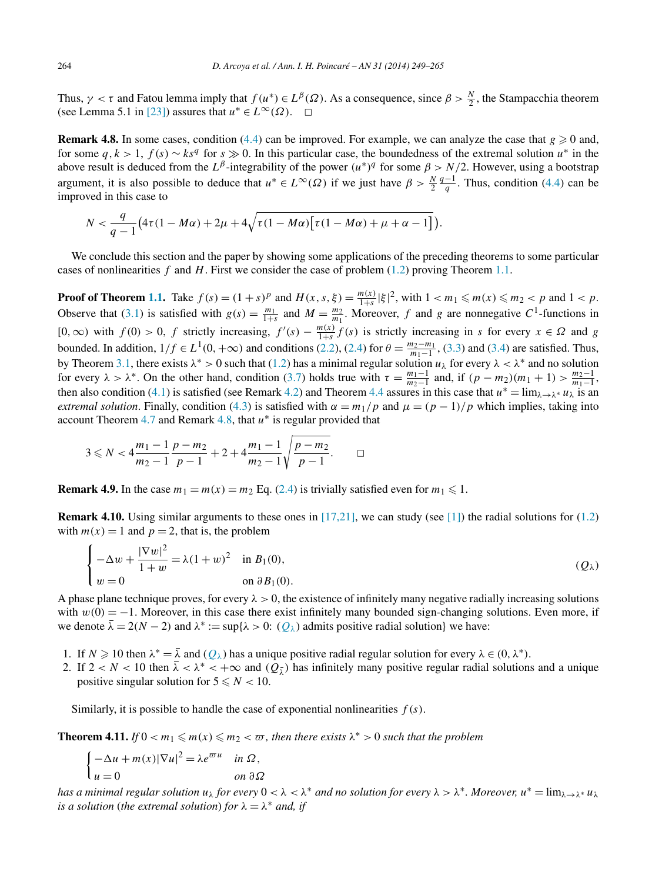Thus, $\gamma < \tau$ and Fatou lemma imply that $f(u^*) \in L^\beta(\Omega)$. As a consequence, since $\beta > \frac{N}{2}$, the Stampacchia theorem (see Lemma 5.1 in [23]) assures that $u^* \in L^\infty(\Omega)$. $\square$

**Remark 4.8.** In some cases, condition (4.4) can be improved. For example, we can analyze the case that $g \geqslant 0$ and, for some $q, k > 1$, $f(s) \sim ks^q$ for $s \gg 0$. In this particular case, the boundedness of the extremal solution $u^*$ in the above result is deduced from the $L^\beta$-integrability of the power $(u^*)^q$ for some $\beta > N/2$. However, using a bootstrap argument, it is also possible to deduce that $u^* \in L^\infty(\Omega)$ if we just have $\beta > \frac{N}{2}\frac{q-1}{q}$. Thus, condition (4.4) can be improved in this case to

$$N < \frac{q}{q-1}\left(4\tau(1-M\alpha) + 2\mu + 4\sqrt{\tau(1-M\alpha)\left[\tau(1-M\alpha)+\mu+\alpha-1\right]}\right).$$

We conclude this section and the paper by showing some applications of the preceding theorems to some particular cases of nonlinearities $f$ and $H$. First we consider the case of problem (1.2) proving Theorem 1.1.

**Proof of Theorem 1.1.** Take $f(s) = (1+s)^p$ and $H(x,s,\xi) = \frac{m(x)}{1+s}|\xi|^2$, with $1 < m_1 \leqslant m(x) \leqslant m_2 < p$ and $1 < p$. Observe that (3.1) is satisfied with $g(s) = \frac{m_1}{1+s}$ and $M = \frac{m_2}{m_1}$. Moreover, $f$ and $g$ are nonnegative $C^1$-functions in $[0,\infty)$ with $f(0) > 0$, $f$ strictly increasing, $f'(s) - \frac{m(x)}{1+s}f(s)$ is strictly increasing in $s$ for every $x \in \Omega$ and $g$ bounded. In addition, $1/f \in L^1(0,+\infty)$ and conditions (2.2), (2.4) for $\theta = \frac{m_2-m_1}{m_1-1}$, (3.3) and (3.4) are satisfied. Thus, by Theorem 3.1, there exists $\lambda^* > 0$ such that (1.2) has a minimal regular solution $u_\lambda$ for every $\lambda < \lambda^*$ and no solution for every $\lambda > \lambda^*$. On the other hand, condition (3.7) holds true with $\tau = \frac{m_1-1}{m_2-1}$ and, if $(p-m_2)(m_1+1) > \frac{m_2-1}{m_1-1}$, then also condition (4.1) is satisfied (see Remark 4.2) and Theorem 4.4 assures in this case that $u^* = \lim_{\lambda\to\lambda^*} u_\lambda$ is an *extremal solution*. Finally, condition (4.3) is satisfied with $\alpha = m_1/p$ and $\mu = (p-1)/p$ which implies, taking into account Theorem 4.7 and Remark 4.8, that $u^*$ is regular provided that

$$3 \leqslant N < 4\frac{m_1-1}{m_2-1}\frac{p-m_2}{p-1} + 2 + 4\frac{m_1-1}{m_2-1}\sqrt{\frac{p-m_2}{p-1}}. \qquad \square$$

**Remark 4.9.** In the case $m_1 = m(x) = m_2$ Eq. (2.4) is trivially satisfied even for $m_1 \leqslant 1$.

**Remark 4.10.** Using similar arguments to these ones in [17,21], we can study (see [1]) the radial solutions for (1.2) with $m(x) = 1$ and $p = 2$, that is, the problem

$$\begin{cases} -\Delta w + \dfrac{|\nabla w|^2}{1+w} = \lambda(1+w)^2 & \text{in } B_1(0), \\ w = 0 & \text{on } \partial B_1(0). \end{cases} \qquad (Q_\lambda)$$

A phase plane technique proves, for every $\lambda > 0$, the existence of infinitely many negative radially increasing solutions with $w(0) = -1$. Moreover, in this case there exist infinitely many bounded sign-changing solutions. Even more, if we denote $\bar\lambda = 2(N-2)$ and $\lambda^* := \sup\{\lambda > 0$: $(Q_\lambda)$ admits positive radial solution$\}$ we have:

1. If $N \geqslant 10$ then $\lambda^* = \bar\lambda$ and $(Q_\lambda)$ has a unique positive radial regular solution for every $\lambda \in (0,\lambda^*)$.
2. If $2 < N < 10$ then $\bar\lambda < \lambda^* < +\infty$ and $(Q_{\bar\lambda})$ has infinitely many positive regular radial solutions and a unique positive singular solution for $5 \leqslant N < 10$.

Similarly, it is possible to handle the case of exponential nonlinearities $f(s)$.

**Theorem 4.11.** *If $0 < m_1 \leqslant m(x) \leqslant m_2 < \varpi$, then there exists $\lambda^* > 0$ such that the problem*

$$\begin{cases} -\Delta u + m(x)|\nabla u|^2 = \lambda e^{\varpi u} & \text{in } \Omega, \\ u = 0 & \text{on } \partial\Omega \end{cases}$$

*has a minimal regular solution $u_\lambda$ for every $0 < \lambda < \lambda^*$ and no solution for every $\lambda > \lambda^*$. Moreover, $u^* = \lim_{\lambda\to\lambda^*} u_\lambda$ is a solution (the extremal solution) for $\lambda = \lambda^*$ and, if*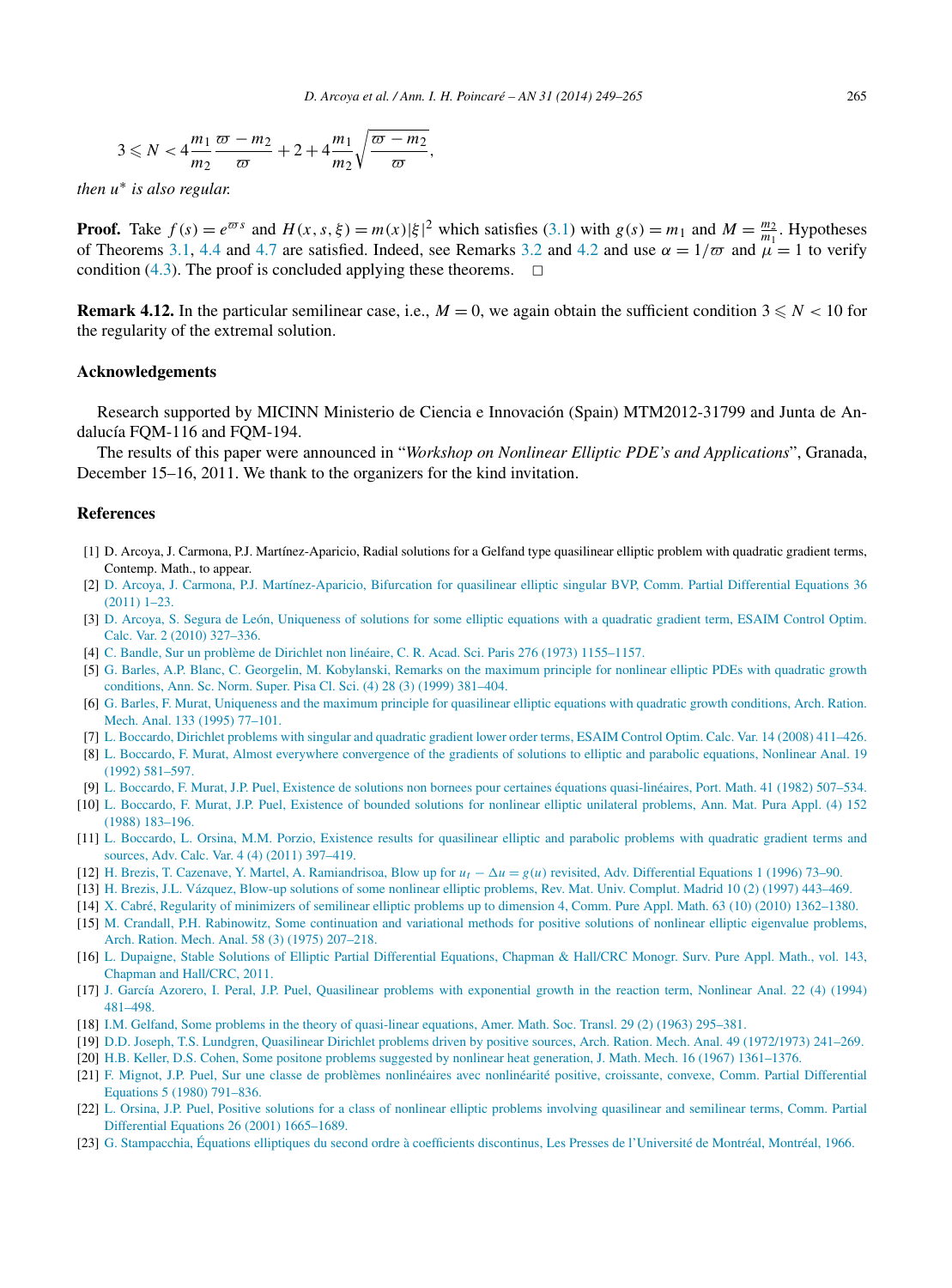$$3 \leqslant N < 4\frac{m_1}{m_2}\frac{\varpi - m_2}{\varpi} + 2 + 4\frac{m_1}{m_2}\sqrt{\frac{\varpi - m_2}{\varpi}},$$

*then $u^*$ is also regular.*

**Proof.** Take $f(s) = e^{\varpi s}$ and $H(x, s, \xi) = m(x)|\xi|^2$ which satisfies (3.1) with $g(s) = m_1$ and $M = \frac{m_2}{m_1}$. Hypotheses of Theorems 3.1, 4.4 and 4.7 are satisfied. Indeed, see Remarks 3.2 and 4.2 and use $\alpha = 1/\varpi$ and $\mu = 1$ to verify condition (4.3). The proof is concluded applying these theorems. □

**Remark 4.12.** In the particular semilinear case, i.e., $M = 0$, we again obtain the sufficient condition $3 \leqslant N < 10$ for the regularity of the extremal solution.

## Acknowledgements

Research supported by MICINN Ministerio de Ciencia e Innovación (Spain) MTM2012-31799 and Junta de Andalucía FQM-116 and FQM-194.

The results of this paper were announced in "*Workshop on Nonlinear Elliptic PDE's and Applications*", Granada, December 15–16, 2011. We thank to the organizers for the kind invitation.

## References

[1] D. Arcoya, J. Carmona, P.J. Martínez-Aparicio, Radial solutions for a Gelfand type quasilinear elliptic problem with quadratic gradient terms, Contemp. Math., to appear.

[2] D. Arcoya, J. Carmona, P.J. Martínez-Aparicio, Bifurcation for quasilinear elliptic singular BVP, Comm. Partial Differential Equations 36 (2011) 1–23.

[3] D. Arcoya, S. Segura de León, Uniqueness of solutions for some elliptic equations with a quadratic gradient term, ESAIM Control Optim. Calc. Var. 2 (2010) 327–336.

[4] C. Bandle, Sur un problème de Dirichlet non linéaire, C. R. Acad. Sci. Paris 276 (1973) 1155–1157.

[5] G. Barles, A.P. Blanc, C. Georgelin, M. Kobylanski, Remarks on the maximum principle for nonlinear elliptic PDEs with quadratic growth conditions, Ann. Sc. Norm. Super. Pisa Cl. Sci. (4) 28 (3) (1999) 381–404.

[6] G. Barles, F. Murat, Uniqueness and the maximum principle for quasilinear elliptic equations with quadratic growth conditions, Arch. Ration. Mech. Anal. 133 (1995) 77–101.

[7] L. Boccardo, Dirichlet problems with singular and quadratic gradient lower order terms, ESAIM Control Optim. Calc. Var. 14 (2008) 411–426.

[8] L. Boccardo, F. Murat, Almost everywhere convergence of the gradients of solutions to elliptic and parabolic equations, Nonlinear Anal. 19 (1992) 581–597.

[9] L. Boccardo, F. Murat, J.P. Puel, Existence de solutions non bornees pour certaines équations quasi-linéaires, Port. Math. 41 (1982) 507–534.

[10] L. Boccardo, F. Murat, J.P. Puel, Existence of bounded solutions for nonlinear elliptic unilateral problems, Ann. Mat. Pura Appl. (4) 152 (1988) 183–196.

[11] L. Boccardo, L. Orsina, M.M. Porzio, Existence results for quasilinear elliptic and parabolic problems with quadratic gradient terms and sources, Adv. Calc. Var. 4 (4) (2011) 397–419.

[12] H. Brezis, T. Cazenave, Y. Martel, A. Ramiandrisoa, Blow up for $u_t - \Delta u = g(u)$ revisited, Adv. Differential Equations 1 (1996) 73–90.

[13] H. Brezis, J.L. Vázquez, Blow-up solutions of some nonlinear elliptic problems, Rev. Mat. Univ. Complut. Madrid 10 (2) (1997) 443–469.

[14] X. Cabré, Regularity of minimizers of semilinear elliptic problems up to dimension 4, Comm. Pure Appl. Math. 63 (10) (2010) 1362–1380.

[15] M. Crandall, P.H. Rabinowitz, Some continuation and variational methods for positive solutions of nonlinear elliptic eigenvalue problems, Arch. Ration. Mech. Anal. 58 (3) (1975) 207–218.

[16] L. Dupaigne, Stable Solutions of Elliptic Partial Differential Equations, Chapman & Hall/CRC Monogr. Surv. Pure Appl. Math., vol. 143, Chapman and Hall/CRC, 2011.

[17] J. García Azorero, I. Peral, J.P. Puel, Quasilinear problems with exponential growth in the reaction term, Nonlinear Anal. 22 (4) (1994) 481–498.

[18] I.M. Gelfand, Some problems in the theory of quasi-linear equations, Amer. Math. Soc. Transl. 29 (2) (1963) 295–381.

[19] D.D. Joseph, T.S. Lundgren, Quasilinear Dirichlet problems driven by positive sources, Arch. Ration. Mech. Anal. 49 (1972/1973) 241–269.

[20] H.B. Keller, D.S. Cohen, Some positone problems suggested by nonlinear heat generation, J. Math. Mech. 16 (1967) 1361–1376.

[21] F. Mignot, J.P. Puel, Sur une classe de problèmes nonlinéaires avec nonlinéarité positive, croissante, convexe, Comm. Partial Differential Equations 5 (1980) 791–836.

[22] L. Orsina, J.P. Puel, Positive solutions for a class of nonlinear elliptic problems involving quasilinear and semilinear terms, Comm. Partial Differential Equations 26 (2001) 1665–1689.

[23] G. Stampacchia, Équations elliptiques du second ordre à coefficients discontinus, Les Presses de l'Université de Montréal, Montréal, 1966.